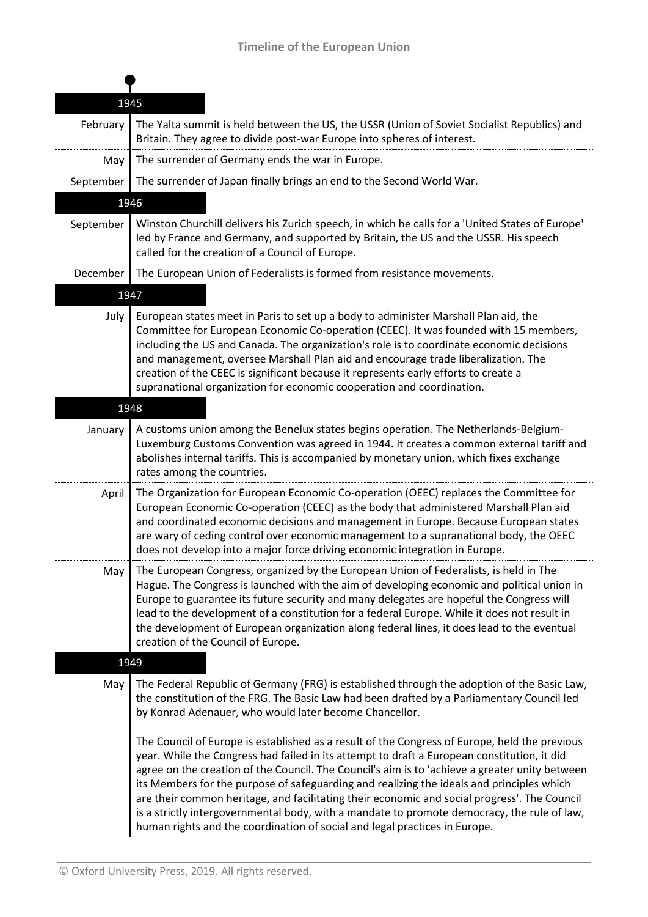# Timeline of the European Union

## 1945

**February** The Yalta summit is held between the US, the USSR (Union of Soviet Socialist Republics) and Britain. They agree to divide post-war Europe into spheres of interest.

**May** The surrender of Germany ends the war in Europe.

**September** The surrender of Japan finally brings an end to the Second World War.

## 1946

**September** Winston Churchill delivers his Zurich speech, in which he calls for a 'United States of Europe' led by France and Germany, and supported by Britain, the US and the USSR. His speech called for the creation of a Council of Europe.

**December** The European Union of Federalists is formed from resistance movements.

## 1947

**July** European states meet in Paris to set up a body to administer Marshall Plan aid, the Committee for European Economic Co-operation (CEEC). It was founded with 15 members, including the US and Canada. The organization's role is to coordinate economic decisions and management, oversee Marshall Plan aid and encourage trade liberalization. The creation of the CEEC is significant because it represents early efforts to create a supranational organization for economic cooperation and coordination.

## 1948

**January** A customs union among the Benelux states begins operation. The Netherlands-Belgium-Luxemburg Customs Convention was agreed in 1944. It creates a common external tariff and abolishes internal tariffs. This is accompanied by monetary union, which fixes exchange rates among the countries.

**April** The Organization for European Economic Co-operation (OEEC) replaces the Committee for European Economic Co-operation (CEEC) as the body that administered Marshall Plan aid and coordinated economic decisions and management in Europe. Because European states are wary of ceding control over economic management to a supranational body, the OEEC does not develop into a major force driving economic integration in Europe.

**May** The European Congress, organized by the European Union of Federalists, is held in The Hague. The Congress is launched with the aim of developing economic and political union in Europe to guarantee its future security and many delegates are hopeful the Congress will lead to the development of a constitution for a federal Europe. While it does not result in the development of European organization along federal lines, it does lead to the eventual creation of the Council of Europe.

## 1949

**May** The Federal Republic of Germany (FRG) is established through the adoption of the Basic Law, the constitution of the FRG. The Basic Law had been drafted by a Parliamentary Council led by Konrad Adenauer, who would later become Chancellor.

The Council of Europe is established as a result of the Congress of Europe, held the previous year. While the Congress had failed in its attempt to draft a European constitution, it did agree on the creation of the Council. The Council's aim is to 'achieve a greater unity between its Members for the purpose of safeguarding and realizing the ideals and principles which are their common heritage, and facilitating their economic and social progress'. The Council is a strictly intergovernmental body, with a mandate to promote democracy, the rule of law, human rights and the coordination of social and legal practices in Europe.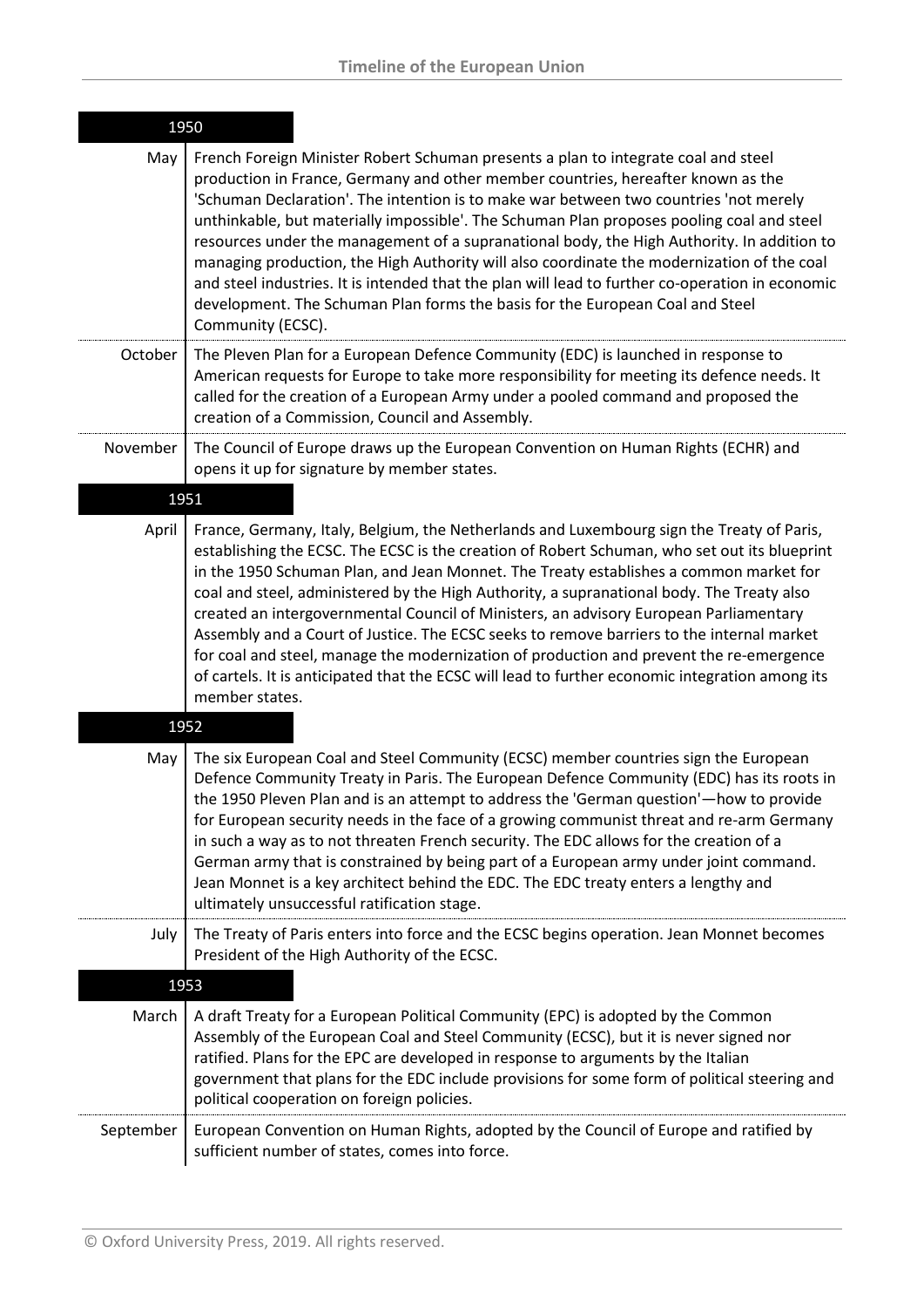## 1950

**May** — French Foreign Minister Robert Schuman presents a plan to integrate coal and steel production in France, Germany and other member countries, hereafter known as the 'Schuman Declaration'. The intention is to make war between two countries 'not merely unthinkable, but materially impossible'. The Schuman Plan proposes pooling coal and steel resources under the management of a supranational body, the High Authority. In addition to managing production, the High Authority will also coordinate the modernization of the coal and steel industries. It is intended that the plan will lead to further co-operation in economic development. The Schuman Plan forms the basis for the European Coal and Steel Community (ECSC).

**October** — The Pleven Plan for a European Defence Community (EDC) is launched in response to American requests for Europe to take more responsibility for meeting its defence needs. It called for the creation of a European Army under a pooled command and proposed the creation of a Commission, Council and Assembly.

**November** — The Council of Europe draws up the European Convention on Human Rights (ECHR) and opens it up for signature by member states.

## 1951

**April** — France, Germany, Italy, Belgium, the Netherlands and Luxembourg sign the Treaty of Paris, establishing the ECSC. The ECSC is the creation of Robert Schuman, who set out its blueprint in the 1950 Schuman Plan, and Jean Monnet. The Treaty establishes a common market for coal and steel, administered by the High Authority, a supranational body. The Treaty also created an intergovernmental Council of Ministers, an advisory European Parliamentary Assembly and a Court of Justice. The ECSC seeks to remove barriers to the internal market for coal and steel, manage the modernization of production and prevent the re-emergence of cartels. It is anticipated that the ECSC will lead to further economic integration among its member states.

## 1952

**May** — The six European Coal and Steel Community (ECSC) member countries sign the European Defence Community Treaty in Paris. The European Defence Community (EDC) has its roots in the 1950 Pleven Plan and is an attempt to address the 'German question'—how to provide for European security needs in the face of a growing communist threat and re-arm Germany in such a way as to not threaten French security. The EDC allows for the creation of a German army that is constrained by being part of a European army under joint command. Jean Monnet is a key architect behind the EDC. The EDC treaty enters a lengthy and ultimately unsuccessful ratification stage.

**July** — The Treaty of Paris enters into force and the ECSC begins operation. Jean Monnet becomes President of the High Authority of the ECSC.

## 1953

**March** — A draft Treaty for a European Political Community (EPC) is adopted by the Common Assembly of the European Coal and Steel Community (ECSC), but it is never signed nor ratified. Plans for the EPC are developed in response to arguments by the Italian government that plans for the EDC include provisions for some form of political steering and political cooperation on foreign policies.

**September** — European Convention on Human Rights, adopted by the Council of Europe and ratified by sufficient number of states, comes into force.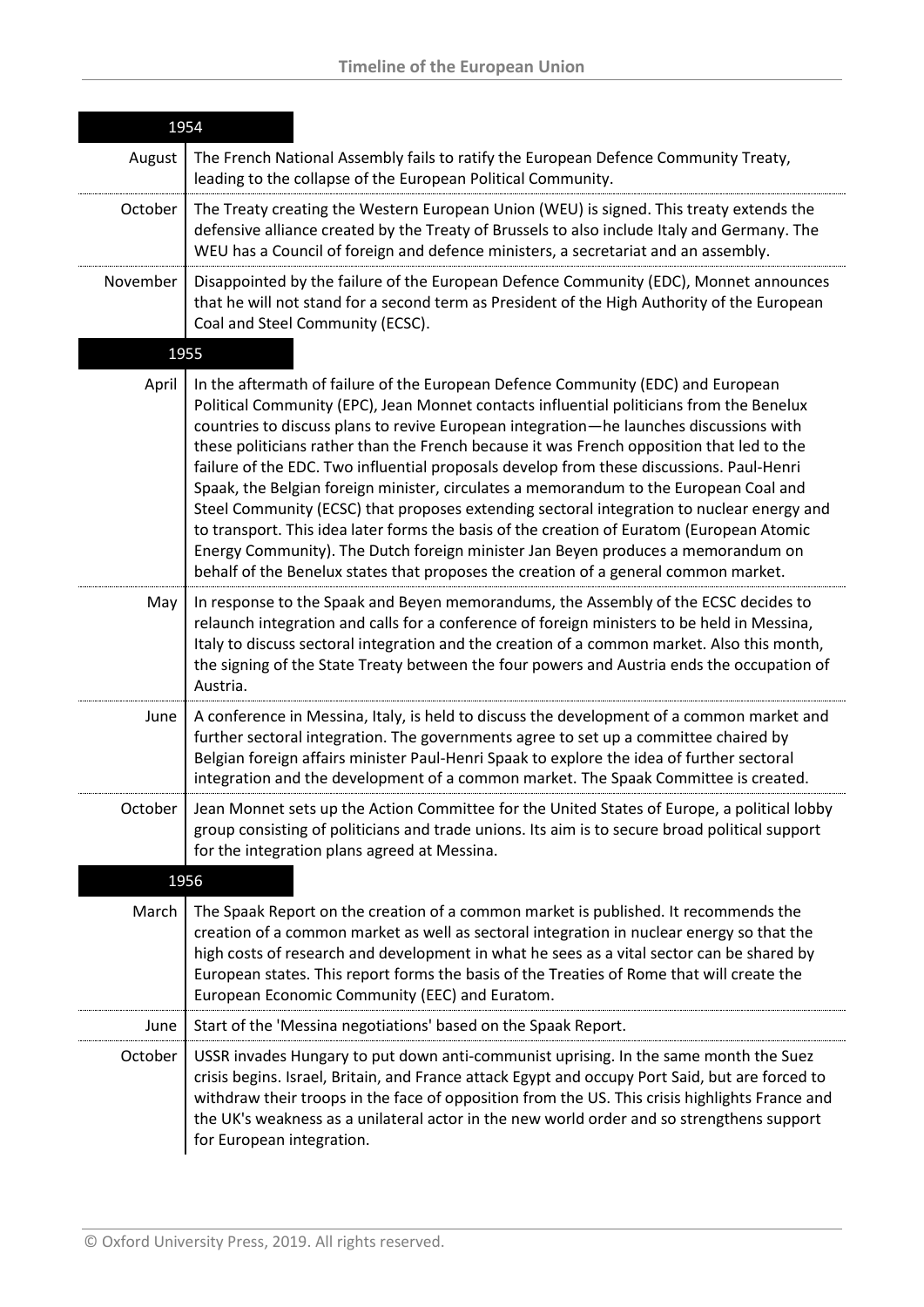## 1954

| | |
|---|---|
| August | The French National Assembly fails to ratify the European Defence Community Treaty, leading to the collapse of the European Political Community. |
| October | The Treaty creating the Western European Union (WEU) is signed. This treaty extends the defensive alliance created by the Treaty of Brussels to also include Italy and Germany. The WEU has a Council of foreign and defence ministers, a secretariat and an assembly. |
| November | Disappointed by the failure of the European Defence Community (EDC), Monnet announces that he will not stand for a second term as President of the High Authority of the European Coal and Steel Community (ECSC). |

## 1955

| | |
|---|---|
| April | In the aftermath of failure of the European Defence Community (EDC) and European Political Community (EPC), Jean Monnet contacts influential politicians from the Benelux countries to discuss plans to revive European integration—he launches discussions with these politicians rather than the French because it was French opposition that led to the failure of the EDC. Two influential proposals develop from these discussions. Paul-Henri Spaak, the Belgian foreign minister, circulates a memorandum to the European Coal and Steel Community (ECSC) that proposes extending sectoral integration to nuclear energy and to transport. This idea later forms the basis of the creation of Euratom (European Atomic Energy Community). The Dutch foreign minister Jan Beyen produces a memorandum on behalf of the Benelux states that proposes the creation of a general common market. |
| May | In response to the Spaak and Beyen memorandums, the Assembly of the ECSC decides to relaunch integration and calls for a conference of foreign ministers to be held in Messina, Italy to discuss sectoral integration and the creation of a common market. Also this month, the signing of the State Treaty between the four powers and Austria ends the occupation of Austria. |
| June | A conference in Messina, Italy, is held to discuss the development of a common market and further sectoral integration. The governments agree to set up a committee chaired by Belgian foreign affairs minister Paul-Henri Spaak to explore the idea of further sectoral integration and the development of a common market. The Spaak Committee is created. |
| October | Jean Monnet sets up the Action Committee for the United States of Europe, a political lobby group consisting of politicians and trade unions. Its aim is to secure broad political support for the integration plans agreed at Messina. |

## 1956

| | |
|---|---|
| March | The Spaak Report on the creation of a common market is published. It recommends the creation of a common market as well as sectoral integration in nuclear energy so that the high costs of research and development in what he sees as a vital sector can be shared by European states. This report forms the basis of the Treaties of Rome that will create the European Economic Community (EEC) and Euratom. |
| June | Start of the 'Messina negotiations' based on the Spaak Report. |
| October | USSR invades Hungary to put down anti-communist uprising. In the same month the Suez crisis begins. Israel, Britain, and France attack Egypt and occupy Port Said, but are forced to withdraw their troops in the face of opposition from the US. This crisis highlights France and the UK's weakness as a unilateral actor in the new world order and so strengthens support for European integration. |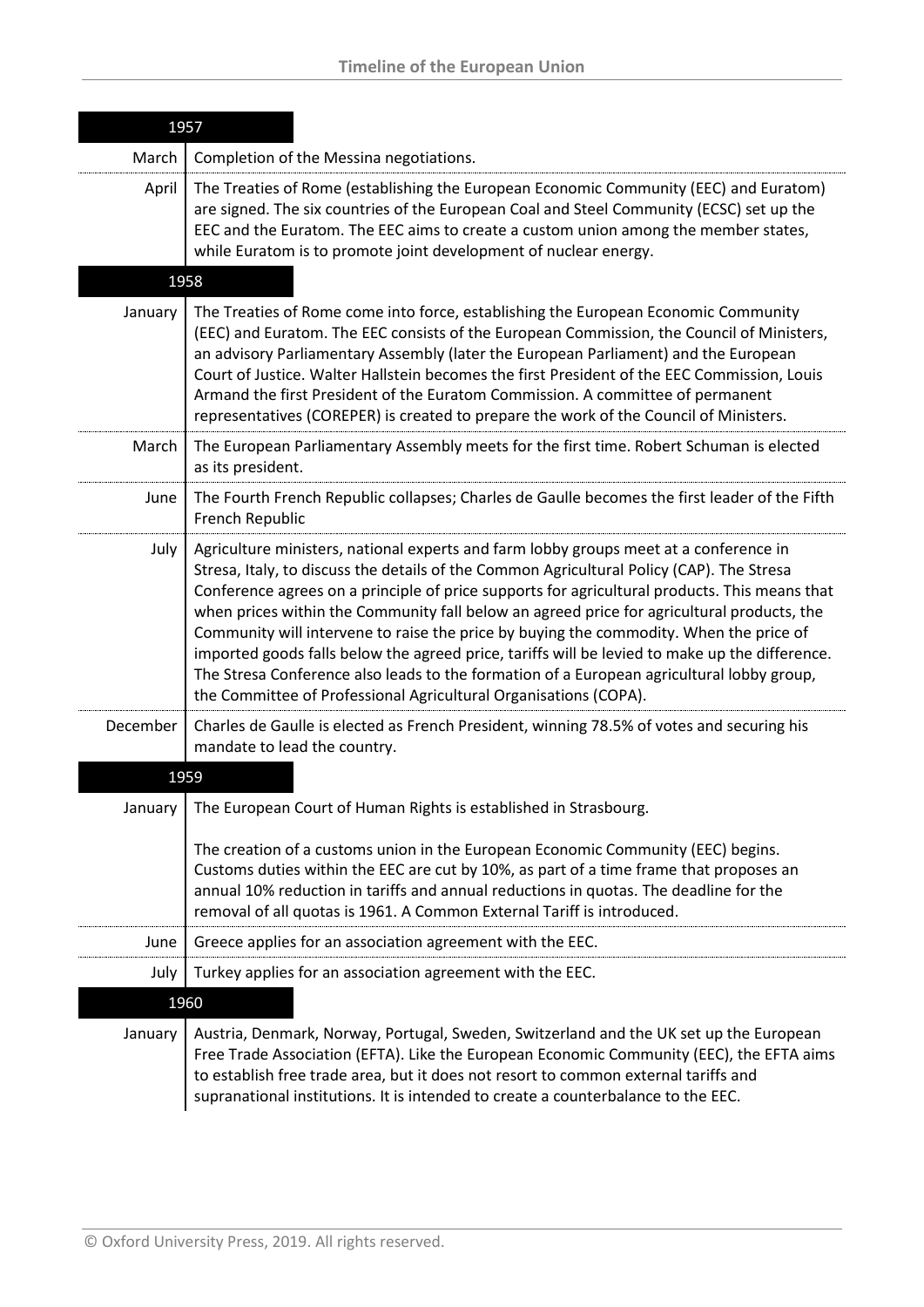## 1957

| | |
|---|---|
| March | Completion of the Messina negotiations. |
| April | The Treaties of Rome (establishing the European Economic Community (EEC) and Euratom) are signed. The six countries of the European Coal and Steel Community (ECSC) set up the EEC and the Euratom. The EEC aims to create a custom union among the member states, while Euratom is to promote joint development of nuclear energy. |

## 1958

| | |
|---|---|
| January | The Treaties of Rome come into force, establishing the European Economic Community (EEC) and Euratom. The EEC consists of the European Commission, the Council of Ministers, an advisory Parliamentary Assembly (later the European Parliament) and the European Court of Justice. Walter Hallstein becomes the first President of the EEC Commission, Louis Armand the first President of the Euratom Commission. A committee of permanent representatives (COREPER) is created to prepare the work of the Council of Ministers. |
| March | The European Parliamentary Assembly meets for the first time. Robert Schuman is elected as its president. |
| June | The Fourth French Republic collapses; Charles de Gaulle becomes the first leader of the Fifth French Republic |
| July | Agriculture ministers, national experts and farm lobby groups meet at a conference in Stresa, Italy, to discuss the details of the Common Agricultural Policy (CAP). The Stresa Conference agrees on a principle of price supports for agricultural products. This means that when prices within the Community fall below an agreed price for agricultural products, the Community will intervene to raise the price by buying the commodity. When the price of imported goods falls below the agreed price, tariffs will be levied to make up the difference. The Stresa Conference also leads to the formation of a European agricultural lobby group, the Committee of Professional Agricultural Organisations (COPA). |
| December | Charles de Gaulle is elected as French President, winning 78.5% of votes and securing his mandate to lead the country. |

## 1959

| | |
|---|---|
| January | The European Court of Human Rights is established in Strasbourg.<br><br>The creation of a customs union in the European Economic Community (EEC) begins. Customs duties within the EEC are cut by 10%, as part of a time frame that proposes an annual 10% reduction in tariffs and annual reductions in quotas. The deadline for the removal of all quotas is 1961. A Common External Tariff is introduced. |
| June | Greece applies for an association agreement with the EEC. |
| July | Turkey applies for an association agreement with the EEC. |

## 1960

| | |
|---|---|
| January | Austria, Denmark, Norway, Portugal, Sweden, Switzerland and the UK set up the European Free Trade Association (EFTA). Like the European Economic Community (EEC), the EFTA aims to establish free trade area, but it does not resort to common external tariffs and supranational institutions. It is intended to create a counterbalance to the EEC. |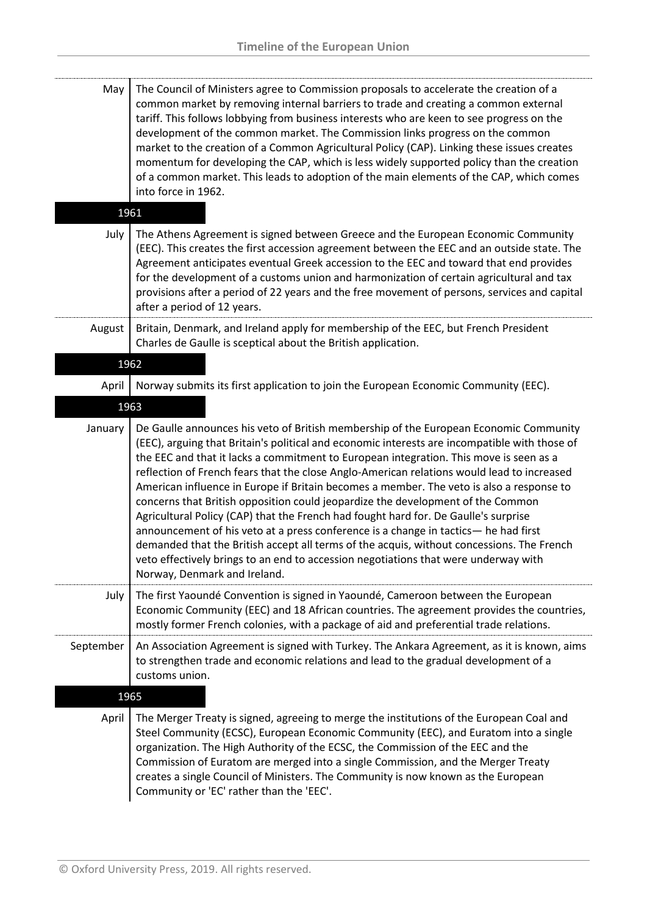**May** The Council of Ministers agree to Commission proposals to accelerate the creation of a common market by removing internal barriers to trade and creating a common external tariff. This follows lobbying from business interests who are keen to see progress on the development of the common market. The Commission links progress on the common market to the creation of a Common Agricultural Policy (CAP). Linking these issues creates momentum for developing the CAP, which is less widely supported policy than the creation of a common market. This leads to adoption of the main elements of the CAP, which comes into force in 1962.

## 1961

**July** The Athens Agreement is signed between Greece and the European Economic Community (EEC). This creates the first accession agreement between the EEC and an outside state. The Agreement anticipates eventual Greek accession to the EEC and toward that end provides for the development of a customs union and harmonization of certain agricultural and tax provisions after a period of 22 years and the free movement of persons, services and capital after a period of 12 years.

**August** Britain, Denmark, and Ireland apply for membership of the EEC, but French President Charles de Gaulle is sceptical about the British application.

## 1962

**April** Norway submits its first application to join the European Economic Community (EEC).

## 1963

**January** De Gaulle announces his veto of British membership of the European Economic Community (EEC), arguing that Britain's political and economic interests are incompatible with those of the EEC and that it lacks a commitment to European integration. This move is seen as a reflection of French fears that the close Anglo-American relations would lead to increased American influence in Europe if Britain becomes a member. The veto is also a response to concerns that British opposition could jeopardize the development of the Common Agricultural Policy (CAP) that the French had fought hard for. De Gaulle's surprise announcement of his veto at a press conference is a change in tactics— he had first demanded that the British accept all terms of the acquis, without concessions. The French veto effectively brings to an end to accession negotiations that were underway with Norway, Denmark and Ireland.

**July** The first Yaoundé Convention is signed in Yaoundé, Cameroon between the European Economic Community (EEC) and 18 African countries. The agreement provides the countries, mostly former French colonies, with a package of aid and preferential trade relations.

**September** An Association Agreement is signed with Turkey. The Ankara Agreement, as it is known, aims to strengthen trade and economic relations and lead to the gradual development of a customs union.

## 1965

**April** The Merger Treaty is signed, agreeing to merge the institutions of the European Coal and Steel Community (ECSC), European Economic Community (EEC), and Euratom into a single organization. The High Authority of the ECSC, the Commission of the EEC and the Commission of Euratom are merged into a single Commission, and the Merger Treaty creates a single Council of Ministers. The Community is now known as the European Community or 'EC' rather than the 'EEC'.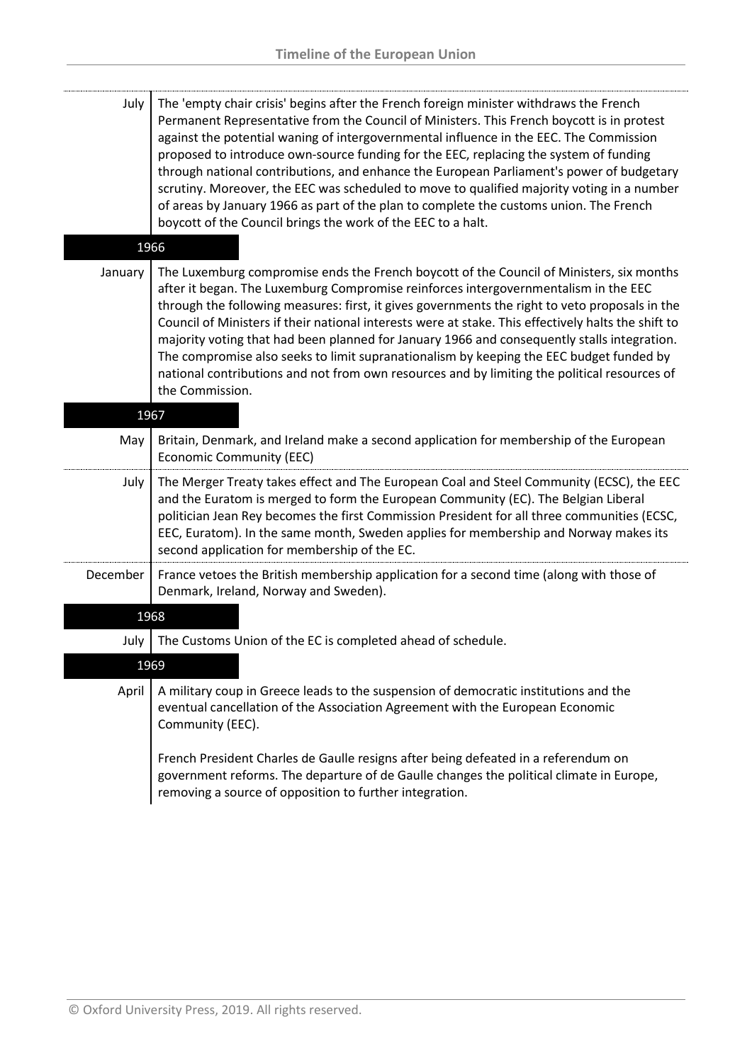| | |
|---|---|
| July | The 'empty chair crisis' begins after the French foreign minister withdraws the French Permanent Representative from the Council of Ministers. This French boycott is in protest against the potential waning of intergovernmental influence in the EEC. The Commission proposed to introduce own-source funding for the EEC, replacing the system of funding through national contributions, and enhance the European Parliament's power of budgetary scrutiny. Moreover, the EEC was scheduled to move to qualified majority voting in a number of areas by January 1966 as part of the plan to complete the customs union. The French boycott of the Council brings the work of the EEC to a halt. |

## 1966

| | |
|---|---|
| January | The Luxemburg compromise ends the French boycott of the Council of Ministers, six months after it began. The Luxemburg Compromise reinforces intergovernmentalism in the EEC through the following measures: first, it gives governments the right to veto proposals in the Council of Ministers if their national interests were at stake. This effectively halts the shift to majority voting that had been planned for January 1966 and consequently stalls integration. The compromise also seeks to limit supranationalism by keeping the EEC budget funded by national contributions and not from own resources and by limiting the political resources of the Commission. |

## 1967

| | |
|---|---|
| May | Britain, Denmark, and Ireland make a second application for membership of the European Economic Community (EEC) |
| July | The Merger Treaty takes effect and The European Coal and Steel Community (ECSC), the EEC and the Euratom is merged to form the European Community (EC). The Belgian Liberal politician Jean Rey becomes the first Commission President for all three communities (ECSC, EEC, Euratom). In the same month, Sweden applies for membership and Norway makes its second application for membership of the EC. |
| December | France vetoes the British membership application for a second time (along with those of Denmark, Ireland, Norway and Sweden). |

## 1968

| | |
|---|---|
| July | The Customs Union of the EC is completed ahead of schedule. |

## 1969

| | |
|---|---|
| April | A military coup in Greece leads to the suspension of democratic institutions and the eventual cancellation of the Association Agreement with the European Economic Community (EEC).<br><br>French President Charles de Gaulle resigns after being defeated in a referendum on government reforms. The departure of de Gaulle changes the political climate in Europe, removing a source of opposition to further integration. |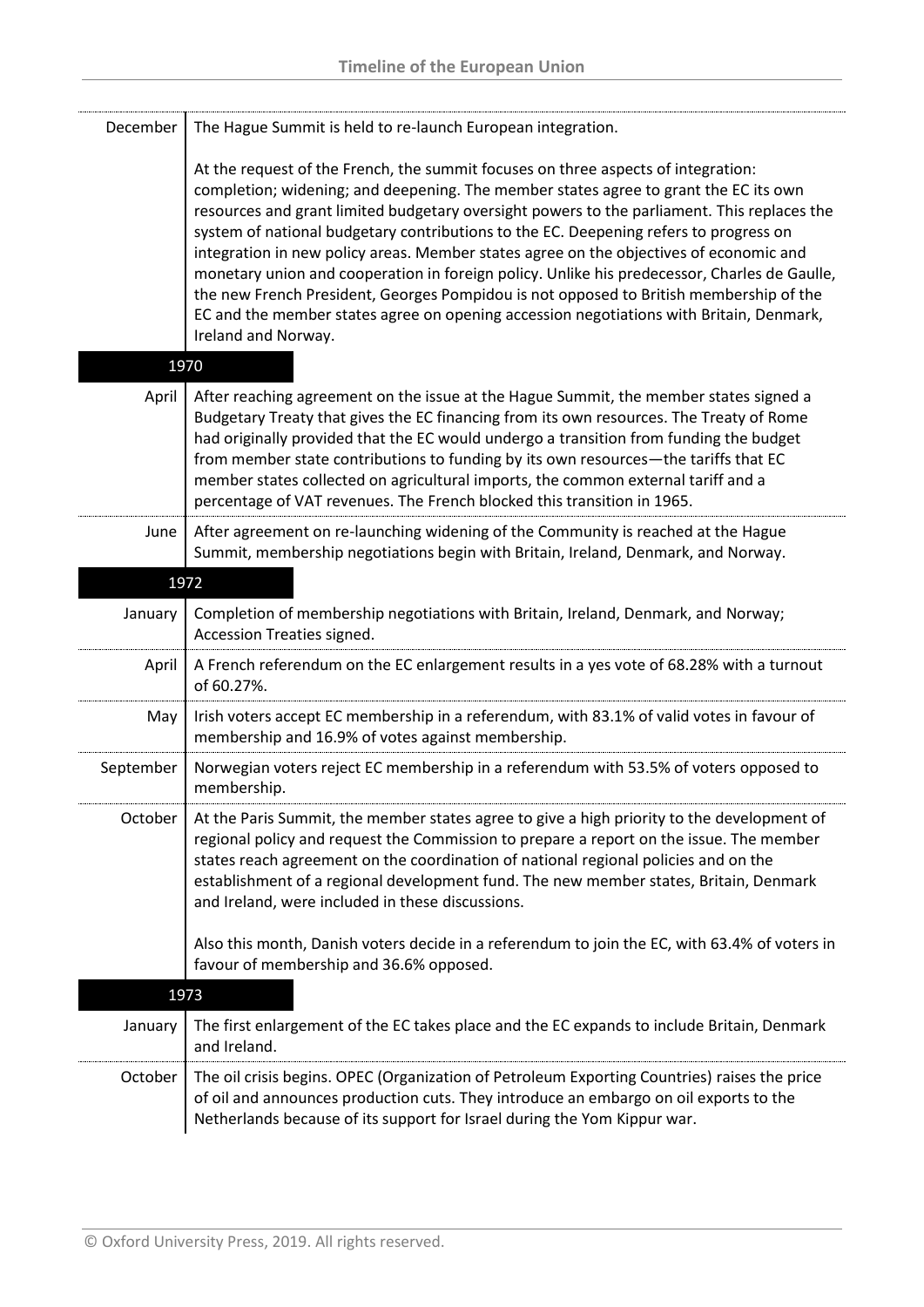| | |
|---|---|
| December | The Hague Summit is held to re-launch European integration.<br><br>At the request of the French, the summit focuses on three aspects of integration: completion; widening; and deepening. The member states agree to grant the EC its own resources and grant limited budgetary oversight powers to the parliament. This replaces the system of national budgetary contributions to the EC. Deepening refers to progress on integration in new policy areas. Member states agree on the objectives of economic and monetary union and cooperation in foreign policy. Unlike his predecessor, Charles de Gaulle, the new French President, Georges Pompidou is not opposed to British membership of the EC and the member states agree on opening accession negotiations with Britain, Denmark, Ireland and Norway. |
| **1970** | |
| April | After reaching agreement on the issue at the Hague Summit, the member states signed a Budgetary Treaty that gives the EC financing from its own resources. The Treaty of Rome had originally provided that the EC would undergo a transition from funding the budget from member state contributions to funding by its own resources—the tariffs that EC member states collected on agricultural imports, the common external tariff and a percentage of VAT revenues. The French blocked this transition in 1965. |
| June | After agreement on re-launching widening of the Community is reached at the Hague Summit, membership negotiations begin with Britain, Ireland, Denmark, and Norway. |
| **1972** | |
| January | Completion of membership negotiations with Britain, Ireland, Denmark, and Norway; Accession Treaties signed. |
| April | A French referendum on the EC enlargement results in a yes vote of 68.28% with a turnout of 60.27%. |
| May | Irish voters accept EC membership in a referendum, with 83.1% of valid votes in favour of membership and 16.9% of votes against membership. |
| September | Norwegian voters reject EC membership in a referendum with 53.5% of voters opposed to membership. |
| October | At the Paris Summit, the member states agree to give a high priority to the development of regional policy and request the Commission to prepare a report on the issue. The member states reach agreement on the coordination of national regional policies and on the establishment of a regional development fund. The new member states, Britain, Denmark and Ireland, were included in these discussions.<br><br>Also this month, Danish voters decide in a referendum to join the EC, with 63.4% of voters in favour of membership and 36.6% opposed. |
| **1973** | |
| January | The first enlargement of the EC takes place and the EC expands to include Britain, Denmark and Ireland. |
| October | The oil crisis begins. OPEC (Organization of Petroleum Exporting Countries) raises the price of oil and announces production cuts. They introduce an embargo on oil exports to the Netherlands because of its support for Israel during the Yom Kippur war. |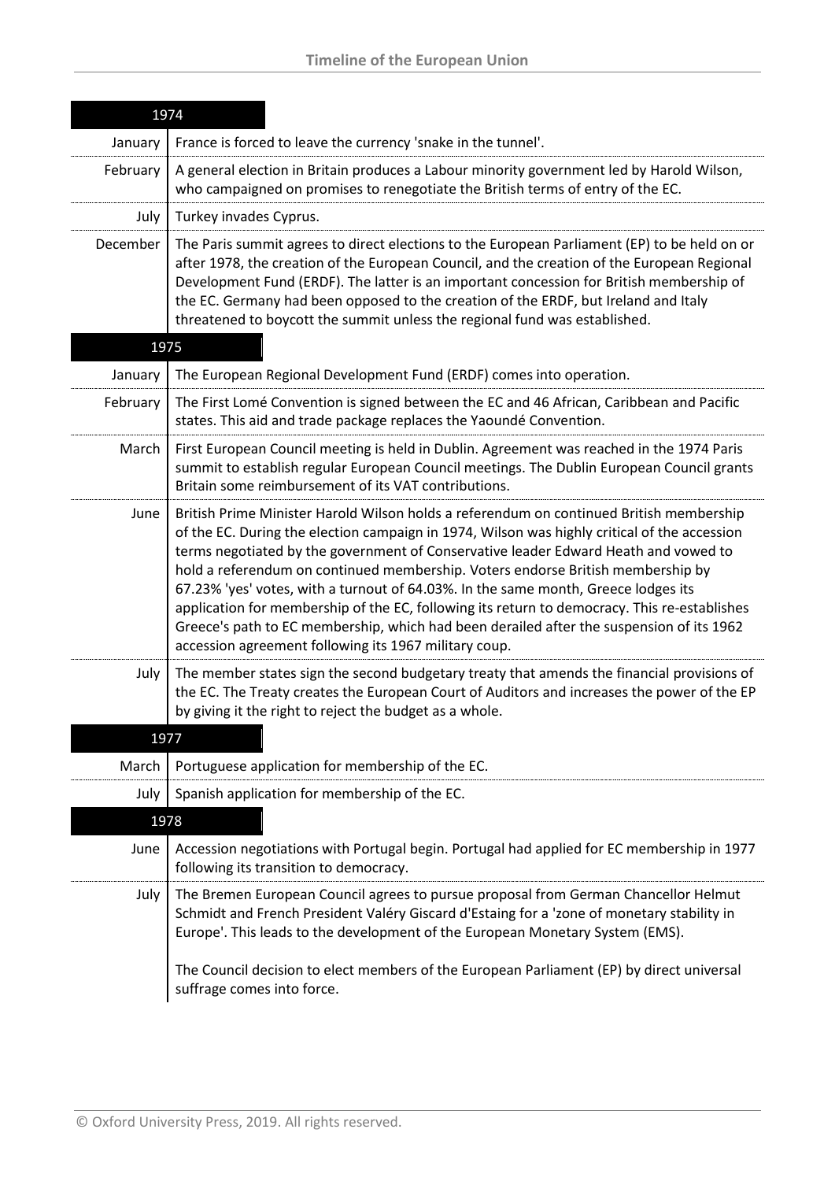| 1974 | |
|---|---|
| January | France is forced to leave the currency 'snake in the tunnel'. |
| February | A general election in Britain produces a Labour minority government led by Harold Wilson, who campaigned on promises to renegotiate the British terms of entry of the EC. |
| July | Turkey invades Cyprus. |
| December | The Paris summit agrees to direct elections to the European Parliament (EP) to be held on or after 1978, the creation of the European Council, and the creation of the European Regional Development Fund (ERDF). The latter is an important concession for British membership of the EC. Germany had been opposed to the creation of the ERDF, but Ireland and Italy threatened to boycott the summit unless the regional fund was established. |
| **1975** | |
| January | The European Regional Development Fund (ERDF) comes into operation. |
| February | The First Lomé Convention is signed between the EC and 46 African, Caribbean and Pacific states. This aid and trade package replaces the Yaoundé Convention. |
| March | First European Council meeting is held in Dublin. Agreement was reached in the 1974 Paris summit to establish regular European Council meetings. The Dublin European Council grants Britain some reimbursement of its VAT contributions. |
| June | British Prime Minister Harold Wilson holds a referendum on continued British membership of the EC. During the election campaign in 1974, Wilson was highly critical of the accession terms negotiated by the government of Conservative leader Edward Heath and vowed to hold a referendum on continued membership. Voters endorse British membership by 67.23% 'yes' votes, with a turnout of 64.03%. In the same month, Greece lodges its application for membership of the EC, following its return to democracy. This re-establishes Greece's path to EC membership, which had been derailed after the suspension of its 1962 accession agreement following its 1967 military coup. |
| July | The member states sign the second budgetary treaty that amends the financial provisions of the EC. The Treaty creates the European Court of Auditors and increases the power of the EP by giving it the right to reject the budget as a whole. |
| **1977** | |
| March | Portuguese application for membership of the EC. |
| July | Spanish application for membership of the EC. |
| **1978** | |
| June | Accession negotiations with Portugal begin. Portugal had applied for EC membership in 1977 following its transition to democracy. |
| July | The Bremen European Council agrees to pursue proposal from German Chancellor Helmut Schmidt and French President Valéry Giscard d'Estaing for a 'zone of monetary stability in Europe'. This leads to the development of the European Monetary System (EMS).<br><br>The Council decision to elect members of the European Parliament (EP) by direct universal suffrage comes into force. |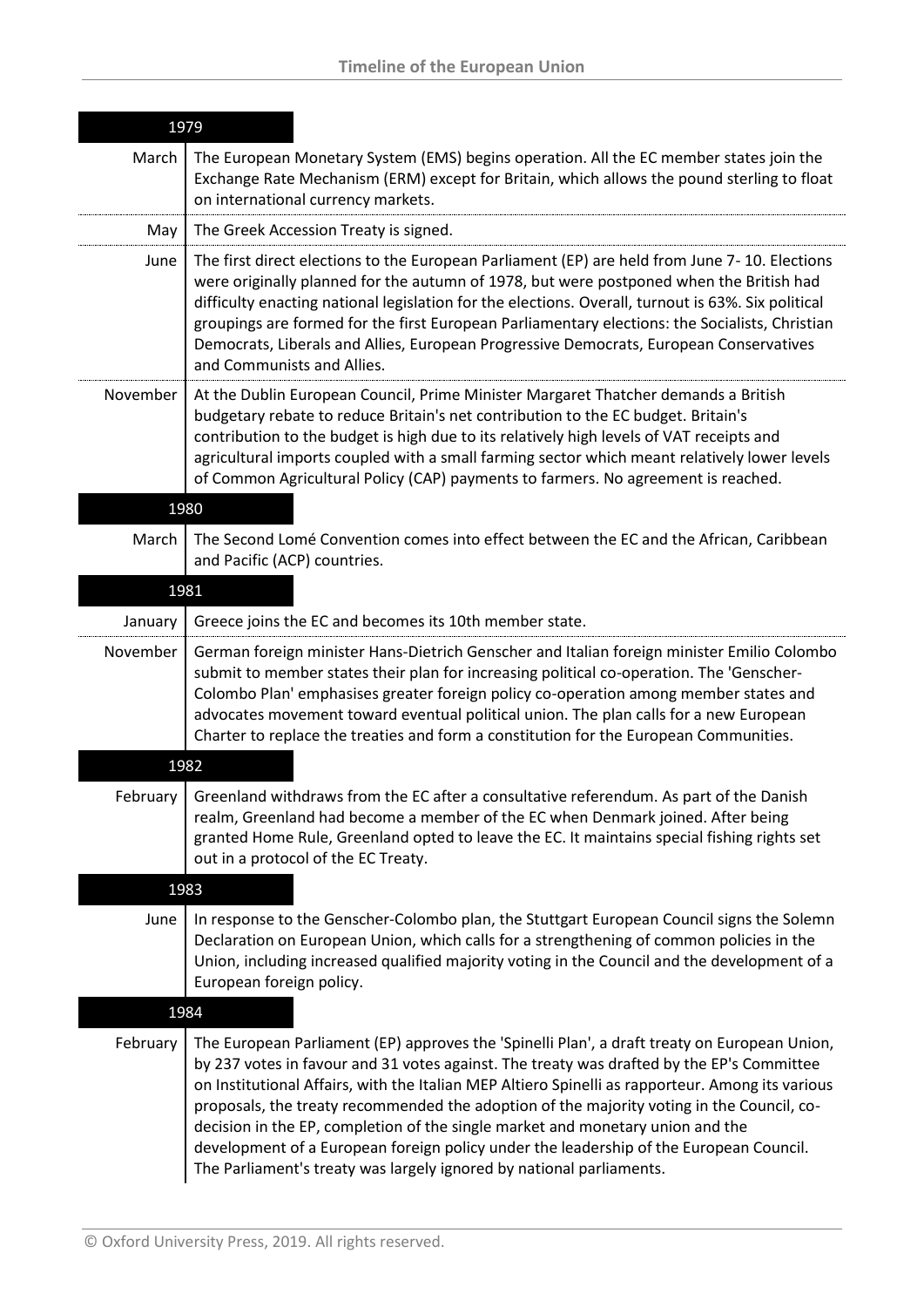## 1979

| | |
|---|---|
| March | The European Monetary System (EMS) begins operation. All the EC member states join the Exchange Rate Mechanism (ERM) except for Britain, which allows the pound sterling to float on international currency markets. |
| May | The Greek Accession Treaty is signed. |
| June | The first direct elections to the European Parliament (EP) are held from June 7- 10. Elections were originally planned for the autumn of 1978, but were postponed when the British had difficulty enacting national legislation for the elections. Overall, turnout is 63%. Six political groupings are formed for the first European Parliamentary elections: the Socialists, Christian Democrats, Liberals and Allies, European Progressive Democrats, European Conservatives and Communists and Allies. |
| November | At the Dublin European Council, Prime Minister Margaret Thatcher demands a British budgetary rebate to reduce Britain's net contribution to the EC budget. Britain's contribution to the budget is high due to its relatively high levels of VAT receipts and agricultural imports coupled with a small farming sector which meant relatively lower levels of Common Agricultural Policy (CAP) payments to farmers. No agreement is reached. |

## 1980

| | |
|---|---|
| March | The Second Lomé Convention comes into effect between the EC and the African, Caribbean and Pacific (ACP) countries. |

## 1981

| | |
|---|---|
| January | Greece joins the EC and becomes its 10th member state. |
| November | German foreign minister Hans-Dietrich Genscher and Italian foreign minister Emilio Colombo submit to member states their plan for increasing political co-operation. The 'Genscher-Colombo Plan' emphasises greater foreign policy co-operation among member states and advocates movement toward eventual political union. The plan calls for a new European Charter to replace the treaties and form a constitution for the European Communities. |

## 1982

| | |
|---|---|
| February | Greenland withdraws from the EC after a consultative referendum. As part of the Danish realm, Greenland had become a member of the EC when Denmark joined. After being granted Home Rule, Greenland opted to leave the EC. It maintains special fishing rights set out in a protocol of the EC Treaty. |

## 1983

| | |
|---|---|
| June | In response to the Genscher-Colombo plan, the Stuttgart European Council signs the Solemn Declaration on European Union, which calls for a strengthening of common policies in the Union, including increased qualified majority voting in the Council and the development of a European foreign policy. |

## 1984

| | |
|---|---|
| February | The European Parliament (EP) approves the 'Spinelli Plan', a draft treaty on European Union, by 237 votes in favour and 31 votes against. The treaty was drafted by the EP's Committee on Institutional Affairs, with the Italian MEP Altiero Spinelli as rapporteur. Among its various proposals, the treaty recommended the adoption of the majority voting in the Council, co-decision in the EP, completion of the single market and monetary union and the development of a European foreign policy under the leadership of the European Council. The Parliament's treaty was largely ignored by national parliaments. |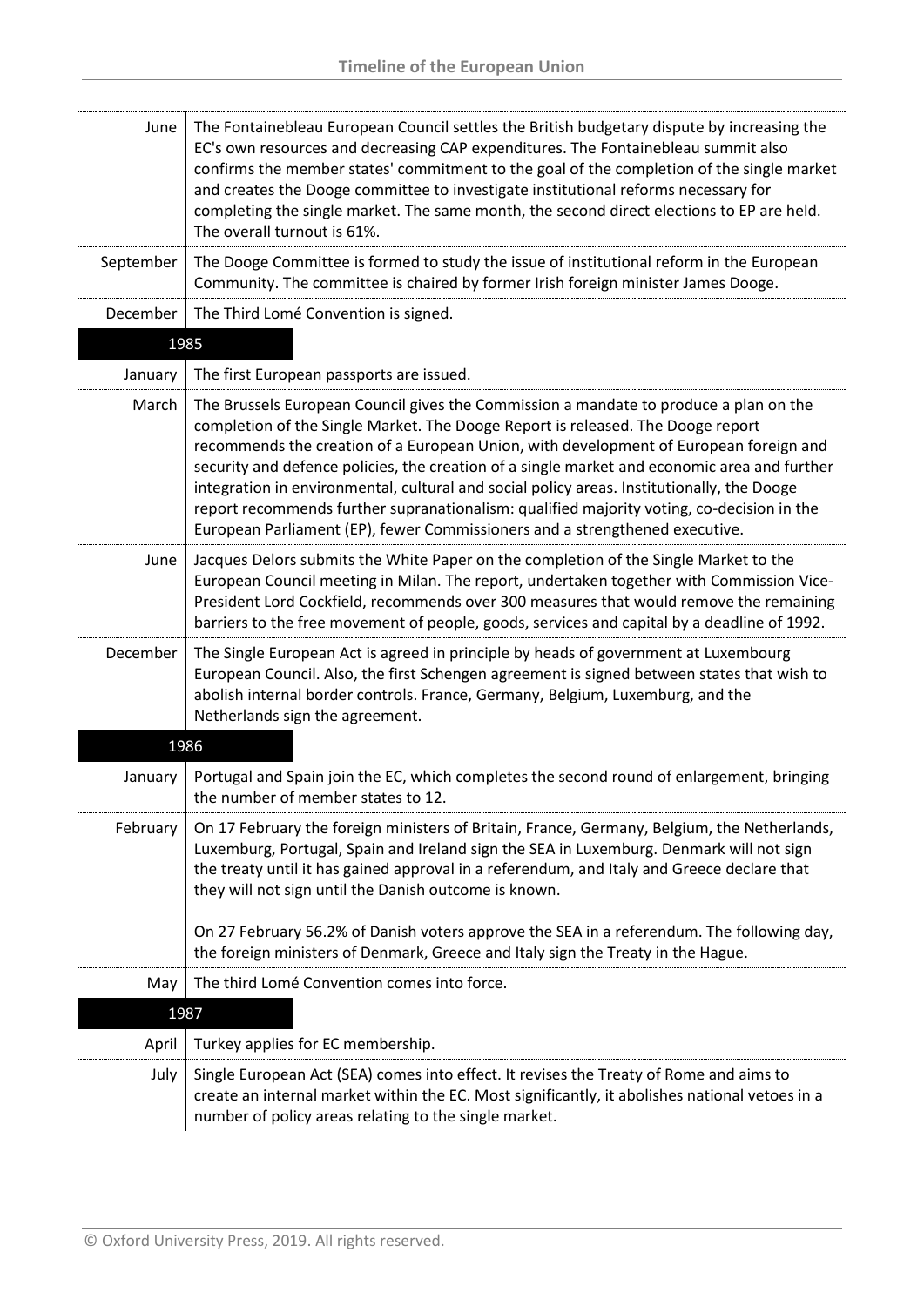| | |
|---|---|
| June | The Fontainebleau European Council settles the British budgetary dispute by increasing the EC's own resources and decreasing CAP expenditures. The Fontainebleau summit also confirms the member states' commitment to the goal of the completion of the single market and creates the Dooge committee to investigate institutional reforms necessary for completing the single market. The same month, the second direct elections to EP are held. The overall turnout is 61%. |
| September | The Dooge Committee is formed to study the issue of institutional reform in the European Community. The committee is chaired by former Irish foreign minister James Dooge. |
| December | The Third Lomé Convention is signed. |
| **1985** | |
| January | The first European passports are issued. |
| March | The Brussels European Council gives the Commission a mandate to produce a plan on the completion of the Single Market. The Dooge Report is released. The Dooge report recommends the creation of a European Union, with development of European foreign and security and defence policies, the creation of a single market and economic area and further integration in environmental, cultural and social policy areas. Institutionally, the Dooge report recommends further supranationalism: qualified majority voting, co-decision in the European Parliament (EP), fewer Commissioners and a strengthened executive. |
| June | Jacques Delors submits the White Paper on the completion of the Single Market to the European Council meeting in Milan. The report, undertaken together with Commission Vice-President Lord Cockfield, recommends over 300 measures that would remove the remaining barriers to the free movement of people, goods, services and capital by a deadline of 1992. |
| December | The Single European Act is agreed in principle by heads of government at Luxembourg European Council. Also, the first Schengen agreement is signed between states that wish to abolish internal border controls. France, Germany, Belgium, Luxemburg, and the Netherlands sign the agreement. |
| **1986** | |
| January | Portugal and Spain join the EC, which completes the second round of enlargement, bringing the number of member states to 12. |
| February | On 17 February the foreign ministers of Britain, France, Germany, Belgium, the Netherlands, Luxemburg, Portugal, Spain and Ireland sign the SEA in Luxemburg. Denmark will not sign the treaty until it has gained approval in a referendum, and Italy and Greece declare that they will not sign until the Danish outcome is known.<br><br>On 27 February 56.2% of Danish voters approve the SEA in a referendum. The following day, the foreign ministers of Denmark, Greece and Italy sign the Treaty in the Hague. |
| May | The third Lomé Convention comes into force. |
| **1987** | |
| April | Turkey applies for EC membership. |
| July | Single European Act (SEA) comes into effect. It revises the Treaty of Rome and aims to create an internal market within the EC. Most significantly, it abolishes national vetoes in a number of policy areas relating to the single market. |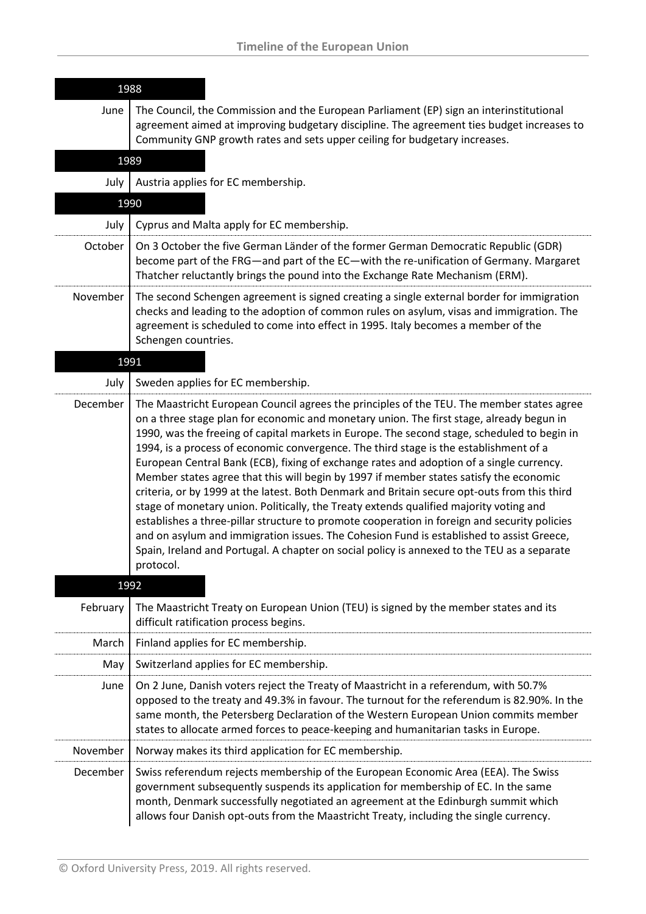### 1988

**June** The Council, the Commission and the European Parliament (EP) sign an interinstitutional agreement aimed at improving budgetary discipline. The agreement ties budget increases to Community GNP growth rates and sets upper ceiling for budgetary increases.

### 1989

**July** Austria applies for EC membership.

### 1990

**July** Cyprus and Malta apply for EC membership.

**October** On 3 October the five German Länder of the former German Democratic Republic (GDR) become part of the FRG—and part of the EC—with the re-unification of Germany. Margaret Thatcher reluctantly brings the pound into the Exchange Rate Mechanism (ERM).

**November** The second Schengen agreement is signed creating a single external border for immigration checks and leading to the adoption of common rules on asylum, visas and immigration. The agreement is scheduled to come into effect in 1995. Italy becomes a member of the Schengen countries.

### 1991

**July** Sweden applies for EC membership.

**December** The Maastricht European Council agrees the principles of the TEU. The member states agree on a three stage plan for economic and monetary union. The first stage, already begun in 1990, was the freeing of capital markets in Europe. The second stage, scheduled to begin in 1994, is a process of economic convergence. The third stage is the establishment of a European Central Bank (ECB), fixing of exchange rates and adoption of a single currency. Member states agree that this will begin by 1997 if member states satisfy the economic criteria, or by 1999 at the latest. Both Denmark and Britain secure opt-outs from this third stage of monetary union. Politically, the Treaty extends qualified majority voting and establishes a three-pillar structure to promote cooperation in foreign and security policies and on asylum and immigration issues. The Cohesion Fund is established to assist Greece, Spain, Ireland and Portugal. A chapter on social policy is annexed to the TEU as a separate protocol.

### 1992

**February** The Maastricht Treaty on European Union (TEU) is signed by the member states and its difficult ratification process begins.

**March** Finland applies for EC membership.

**May** Switzerland applies for EC membership.

**June** On 2 June, Danish voters reject the Treaty of Maastricht in a referendum, with 50.7% opposed to the treaty and 49.3% in favour. The turnout for the referendum is 82.90%. In the same month, the Petersberg Declaration of the Western European Union commits member states to allocate armed forces to peace-keeping and humanitarian tasks in Europe.

**November** Norway makes its third application for EC membership.

**December** Swiss referendum rejects membership of the European Economic Area (EEA). The Swiss government subsequently suspends its application for membership of EC. In the same month, Denmark successfully negotiated an agreement at the Edinburgh summit which allows four Danish opt-outs from the Maastricht Treaty, including the single currency.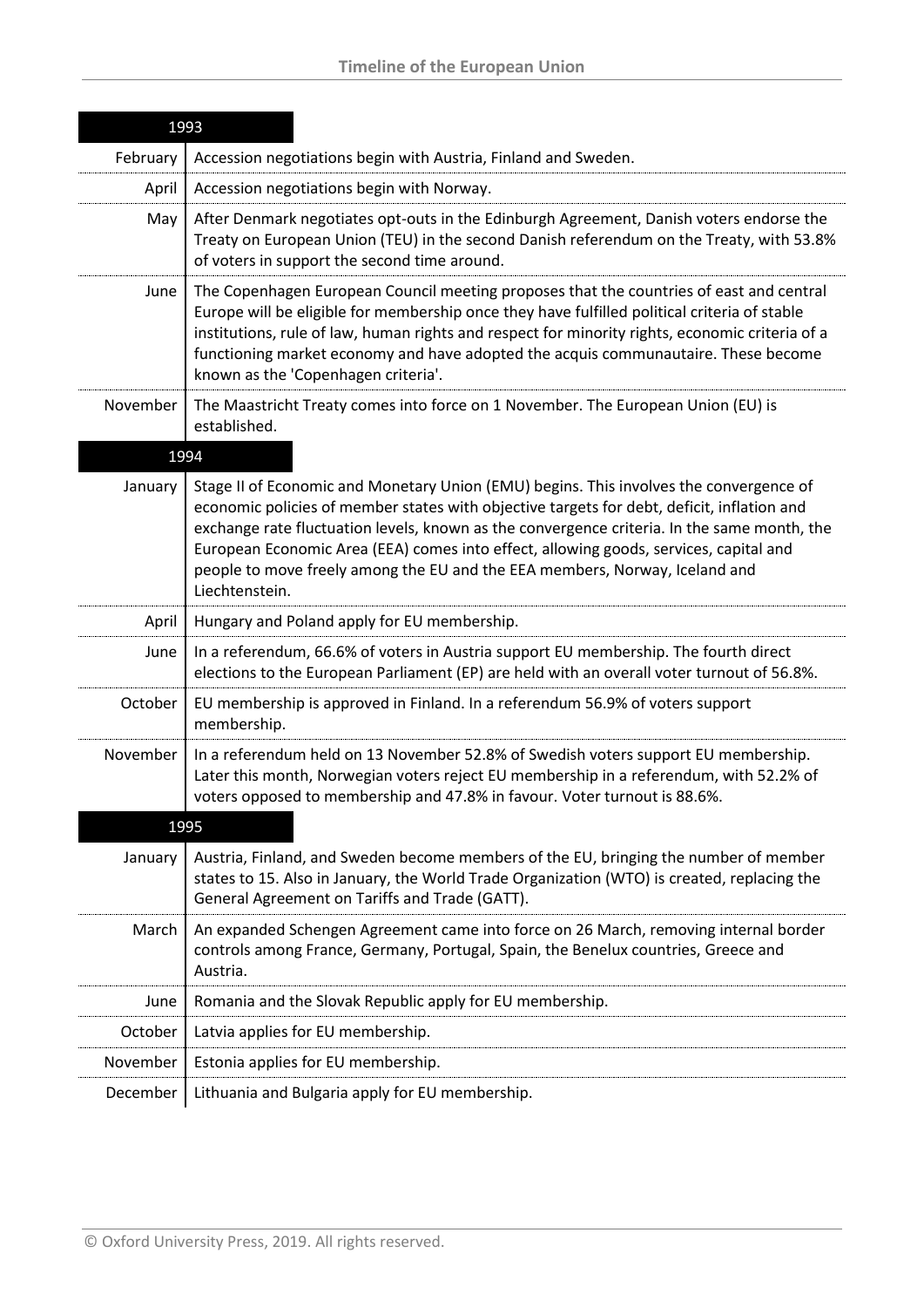## 1993

| Month | Event |
| --- | --- |
| February | Accession negotiations begin with Austria, Finland and Sweden. |
| April | Accession negotiations begin with Norway. |
| May | After Denmark negotiates opt-outs in the Edinburgh Agreement, Danish voters endorse the Treaty on European Union (TEU) in the second Danish referendum on the Treaty, with 53.8% of voters in support the second time around. |
| June | The Copenhagen European Council meeting proposes that the countries of east and central Europe will be eligible for membership once they have fulfilled political criteria of stable institutions, rule of law, human rights and respect for minority rights, economic criteria of a functioning market economy and have adopted the acquis communautaire. These become known as the 'Copenhagen criteria'. |
| November | The Maastricht Treaty comes into force on 1 November. The European Union (EU) is established. |

## 1994

| Month | Event |
| --- | --- |
| January | Stage II of Economic and Monetary Union (EMU) begins. This involves the convergence of economic policies of member states with objective targets for debt, deficit, inflation and exchange rate fluctuation levels, known as the convergence criteria. In the same month, the European Economic Area (EEA) comes into effect, allowing goods, services, capital and people to move freely among the EU and the EEA members, Norway, Iceland and Liechtenstein. |
| April | Hungary and Poland apply for EU membership. |
| June | In a referendum, 66.6% of voters in Austria support EU membership. The fourth direct elections to the European Parliament (EP) are held with an overall voter turnout of 56.8%. |
| October | EU membership is approved in Finland. In a referendum 56.9% of voters support membership. |
| November | In a referendum held on 13 November 52.8% of Swedish voters support EU membership. Later this month, Norwegian voters reject EU membership in a referendum, with 52.2% of voters opposed to membership and 47.8% in favour. Voter turnout is 88.6%. |

## 1995

| Month | Event |
| --- | --- |
| January | Austria, Finland, and Sweden become members of the EU, bringing the number of member states to 15. Also in January, the World Trade Organization (WTO) is created, replacing the General Agreement on Tariffs and Trade (GATT). |
| March | An expanded Schengen Agreement came into force on 26 March, removing internal border controls among France, Germany, Portugal, Spain, the Benelux countries, Greece and Austria. |
| June | Romania and the Slovak Republic apply for EU membership. |
| October | Latvia applies for EU membership. |
| November | Estonia applies for EU membership. |
| December | Lithuania and Bulgaria apply for EU membership. |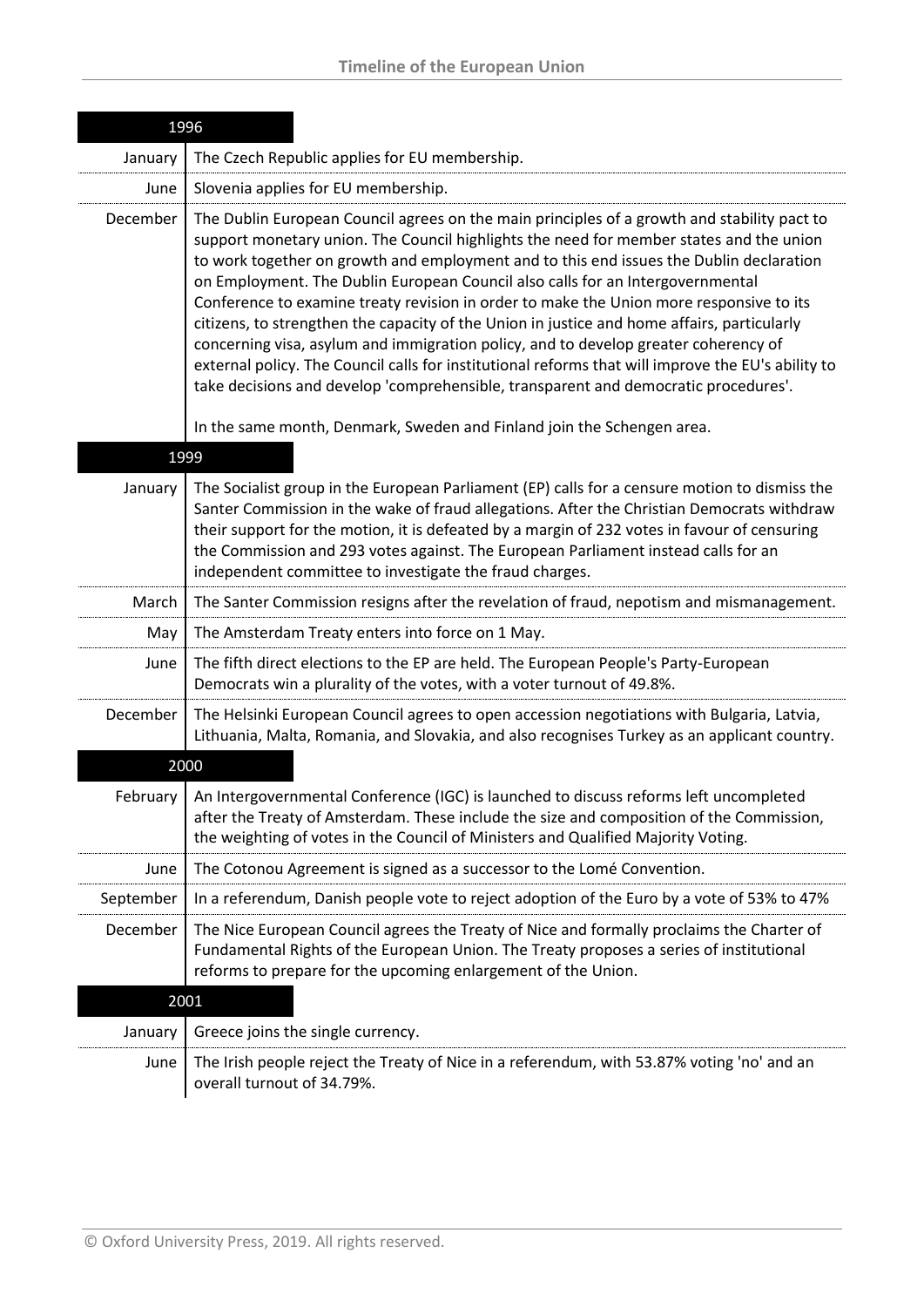| 1996 | |
|---|---|
| January | The Czech Republic applies for EU membership. |
| June | Slovenia applies for EU membership. |
| December | The Dublin European Council agrees on the main principles of a growth and stability pact to support monetary union. The Council highlights the need for member states and the union to work together on growth and employment and to this end issues the Dublin declaration on Employment. The Dublin European Council also calls for an Intergovernmental Conference to examine treaty revision in order to make the Union more responsive to its citizens, to strengthen the capacity of the Union in justice and home affairs, particularly concerning visa, asylum and immigration policy, and to develop greater coherency of external policy. The Council calls for institutional reforms that will improve the EU's ability to take decisions and develop 'comprehensible, transparent and democratic procedures'.<br><br>In the same month, Denmark, Sweden and Finland join the Schengen area. |
| **1999** | |
| January | The Socialist group in the European Parliament (EP) calls for a censure motion to dismiss the Santer Commission in the wake of fraud allegations. After the Christian Democrats withdraw their support for the motion, it is defeated by a margin of 232 votes in favour of censuring the Commission and 293 votes against. The European Parliament instead calls for an independent committee to investigate the fraud charges. |
| March | The Santer Commission resigns after the revelation of fraud, nepotism and mismanagement. |
| May | The Amsterdam Treaty enters into force on 1 May. |
| June | The fifth direct elections to the EP are held. The European People's Party-European Democrats win a plurality of the votes, with a voter turnout of 49.8%. |
| December | The Helsinki European Council agrees to open accession negotiations with Bulgaria, Latvia, Lithuania, Malta, Romania, and Slovakia, and also recognises Turkey as an applicant country. |
| **2000** | |
| February | An Intergovernmental Conference (IGC) is launched to discuss reforms left uncompleted after the Treaty of Amsterdam. These include the size and composition of the Commission, the weighting of votes in the Council of Ministers and Qualified Majority Voting. |
| June | The Cotonou Agreement is signed as a successor to the Lomé Convention. |
| September | In a referendum, Danish people vote to reject adoption of the Euro by a vote of 53% to 47% |
| December | The Nice European Council agrees the Treaty of Nice and formally proclaims the Charter of Fundamental Rights of the European Union. The Treaty proposes a series of institutional reforms to prepare for the upcoming enlargement of the Union. |
| **2001** | |
| January | Greece joins the single currency. |
| June | The Irish people reject the Treaty of Nice in a referendum, with 53.87% voting 'no' and an overall turnout of 34.79%. |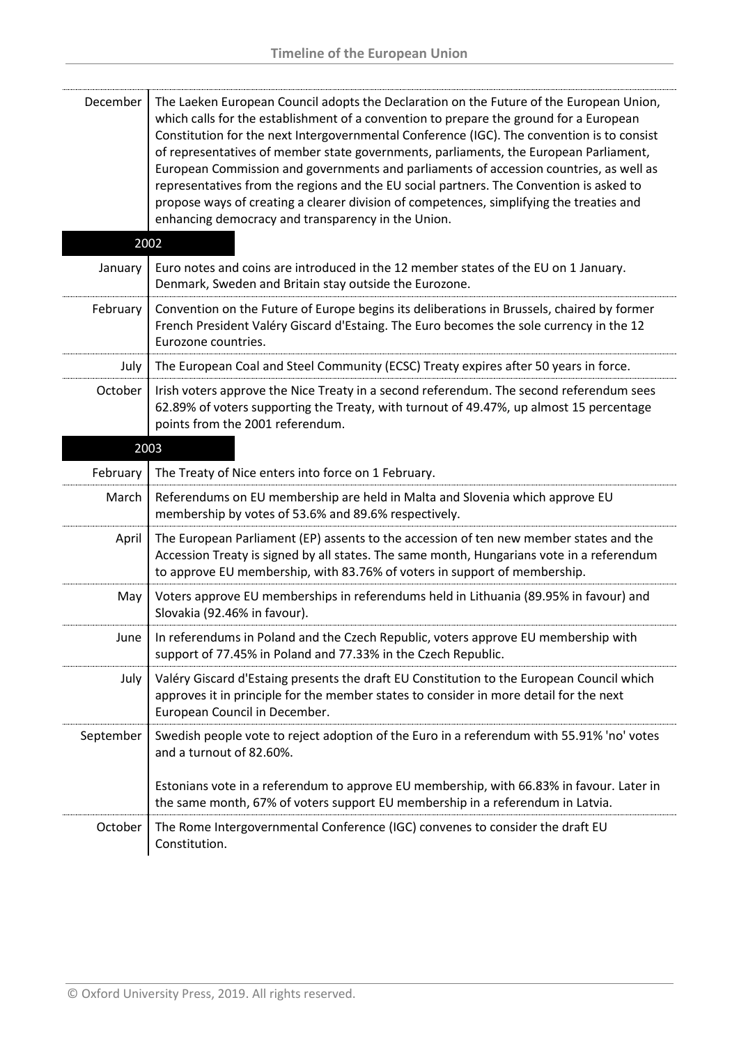| | |
|---|---|
| December | The Laeken European Council adopts the Declaration on the Future of the European Union, which calls for the establishment of a convention to prepare the ground for a European Constitution for the next Intergovernmental Conference (IGC). The convention is to consist of representatives of member state governments, parliaments, the European Parliament, European Commission and governments and parliaments of accession countries, as well as representatives from the regions and the EU social partners. The Convention is asked to propose ways of creating a clearer division of competences, simplifying the treaties and enhancing democracy and transparency in the Union. |
| **2002** | |
| January | Euro notes and coins are introduced in the 12 member states of the EU on 1 January. Denmark, Sweden and Britain stay outside the Eurozone. |
| February | Convention on the Future of Europe begins its deliberations in Brussels, chaired by former French President Valéry Giscard d'Estaing. The Euro becomes the sole currency in the 12 Eurozone countries. |
| July | The European Coal and Steel Community (ECSC) Treaty expires after 50 years in force. |
| October | Irish voters approve the Nice Treaty in a second referendum. The second referendum sees 62.89% of voters supporting the Treaty, with turnout of 49.47%, up almost 15 percentage points from the 2001 referendum. |
| **2003** | |
| February | The Treaty of Nice enters into force on 1 February. |
| March | Referendums on EU membership are held in Malta and Slovenia which approve EU membership by votes of 53.6% and 89.6% respectively. |
| April | The European Parliament (EP) assents to the accession of ten new member states and the Accession Treaty is signed by all states. The same month, Hungarians vote in a referendum to approve EU membership, with 83.76% of voters in support of membership. |
| May | Voters approve EU memberships in referendums held in Lithuania (89.95% in favour) and Slovakia (92.46% in favour). |
| June | In referendums in Poland and the Czech Republic, voters approve EU membership with support of 77.45% in Poland and 77.33% in the Czech Republic. |
| July | Valéry Giscard d'Estaing presents the draft EU Constitution to the European Council which approves it in principle for the member states to consider in more detail for the next European Council in December. |
| September | Swedish people vote to reject adoption of the Euro in a referendum with 55.91% 'no' votes and a turnout of 82.60%.<br><br>Estonians vote in a referendum to approve EU membership, with 66.83% in favour. Later in the same month, 67% of voters support EU membership in a referendum in Latvia. |
| October | The Rome Intergovernmental Conference (IGC) convenes to consider the draft EU Constitution. |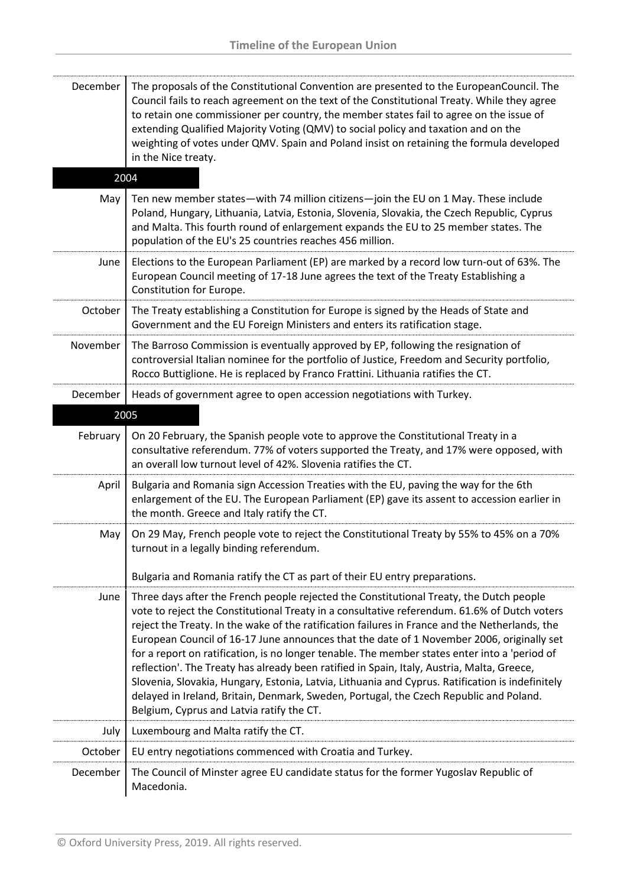| | |
|---|---|
| December | The proposals of the Constitutional Convention are presented to the EuropeanCouncil. The Council fails to reach agreement on the text of the Constitutional Treaty. While they agree to retain one commissioner per country, the member states fail to agree on the issue of extending Qualified Majority Voting (QMV) to social policy and taxation and on the weighting of votes under QMV. Spain and Poland insist on retaining the formula developed in the Nice treaty. |

## 2004

| | |
|---|---|
| May | Ten new member states—with 74 million citizens—join the EU on 1 May. These include Poland, Hungary, Lithuania, Latvia, Estonia, Slovenia, Slovakia, the Czech Republic, Cyprus and Malta. This fourth round of enlargement expands the EU to 25 member states. The population of the EU's 25 countries reaches 456 million. |
| June | Elections to the European Parliament (EP) are marked by a record low turn-out of 63%. The European Council meeting of 17-18 June agrees the text of the Treaty Establishing a Constitution for Europe. |
| October | The Treaty establishing a Constitution for Europe is signed by the Heads of State and Government and the EU Foreign Ministers and enters its ratification stage. |
| November | The Barroso Commission is eventually approved by EP, following the resignation of controversial Italian nominee for the portfolio of Justice, Freedom and Security portfolio, Rocco Buttiglione. He is replaced by Franco Frattini. Lithuania ratifies the CT. |
| December | Heads of government agree to open accession negotiations with Turkey. |

## 2005

| | |
|---|---|
| February | On 20 February, the Spanish people vote to approve the Constitutional Treaty in a consultative referendum. 77% of voters supported the Treaty, and 17% were opposed, with an overall low turnout level of 42%. Slovenia ratifies the CT. |
| April | Bulgaria and Romania sign Accession Treaties with the EU, paving the way for the 6th enlargement of the EU. The European Parliament (EP) gave its assent to accession earlier in the month. Greece and Italy ratify the CT. |
| May | On 29 May, French people vote to reject the Constitutional Treaty by 55% to 45% on a 70% turnout in a legally binding referendum.<br><br>Bulgaria and Romania ratify the CT as part of their EU entry preparations. |
| June | Three days after the French people rejected the Constitutional Treaty, the Dutch people vote to reject the Constitutional Treaty in a consultative referendum. 61.6% of Dutch voters reject the Treaty. In the wake of the ratification failures in France and the Netherlands, the European Council of 16-17 June announces that the date of 1 November 2006, originally set for a report on ratification, is no longer tenable. The member states enter into a 'period of reflection'. The Treaty has already been ratified in Spain, Italy, Austria, Malta, Greece, Slovenia, Slovakia, Hungary, Estonia, Latvia, Lithuania and Cyprus. Ratification is indefinitely delayed in Ireland, Britain, Denmark, Sweden, Portugal, the Czech Republic and Poland. Belgium, Cyprus and Latvia ratify the CT. |
| July | Luxembourg and Malta ratify the CT. |
| October | EU entry negotiations commenced with Croatia and Turkey. |
| December | The Council of Minster agree EU candidate status for the former Yugoslav Republic of Macedonia. |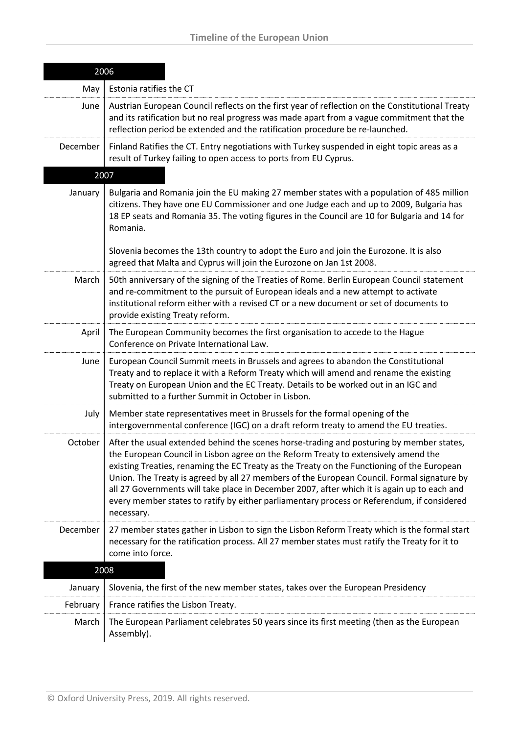## 2006

| | |
|---|---|
| May | Estonia ratifies the CT |
| June | Austrian European Council reflects on the first year of reflection on the Constitutional Treaty and its ratification but no real progress was made apart from a vague commitment that the reflection period be extended and the ratification procedure be re-launched. |
| December | Finland Ratifies the CT. Entry negotiations with Turkey suspended in eight topic areas as a result of Turkey failing to open access to ports from EU Cyprus. |

## 2007

| | |
|---|---|
| January | Bulgaria and Romania join the EU making 27 member states with a population of 485 million citizens. They have one EU Commissioner and one Judge each and up to 2009, Bulgaria has 18 EP seats and Romania 35. The voting figures in the Council are 10 for Bulgaria and 14 for Romania.<br><br>Slovenia becomes the 13th country to adopt the Euro and join the Eurozone. It is also agreed that Malta and Cyprus will join the Eurozone on Jan 1st 2008. |
| March | 50th anniversary of the signing of the Treaties of Rome. Berlin European Council statement and re-commitment to the pursuit of European ideals and a new attempt to activate institutional reform either with a revised CT or a new document or set of documents to provide existing Treaty reform. |
| April | The European Community becomes the first organisation to accede to the Hague Conference on Private International Law. |
| June | European Council Summit meets in Brussels and agrees to abandon the Constitutional Treaty and to replace it with a Reform Treaty which will amend and rename the existing Treaty on European Union and the EC Treaty. Details to be worked out in an IGC and submitted to a further Summit in October in Lisbon. |
| July | Member state representatives meet in Brussels for the formal opening of the intergovernmental conference (IGC) on a draft reform treaty to amend the EU treaties. |
| October | After the usual extended behind the scenes horse-trading and posturing by member states, the European Council in Lisbon agree on the Reform Treaty to extensively amend the existing Treaties, renaming the EC Treaty as the Treaty on the Functioning of the European Union. The Treaty is agreed by all 27 members of the European Council. Formal signature by all 27 Governments will take place in December 2007, after which it is again up to each and every member states to ratify by either parliamentary process or Referendum, if considered necessary. |
| December | 27 member states gather in Lisbon to sign the Lisbon Reform Treaty which is the formal start necessary for the ratification process. All 27 member states must ratify the Treaty for it to come into force. |

## 2008

| | |
|---|---|
| January | Slovenia, the first of the new member states, takes over the European Presidency |
| February | France ratifies the Lisbon Treaty. |
| March | The European Parliament celebrates 50 years since its first meeting (then as the European Assembly). |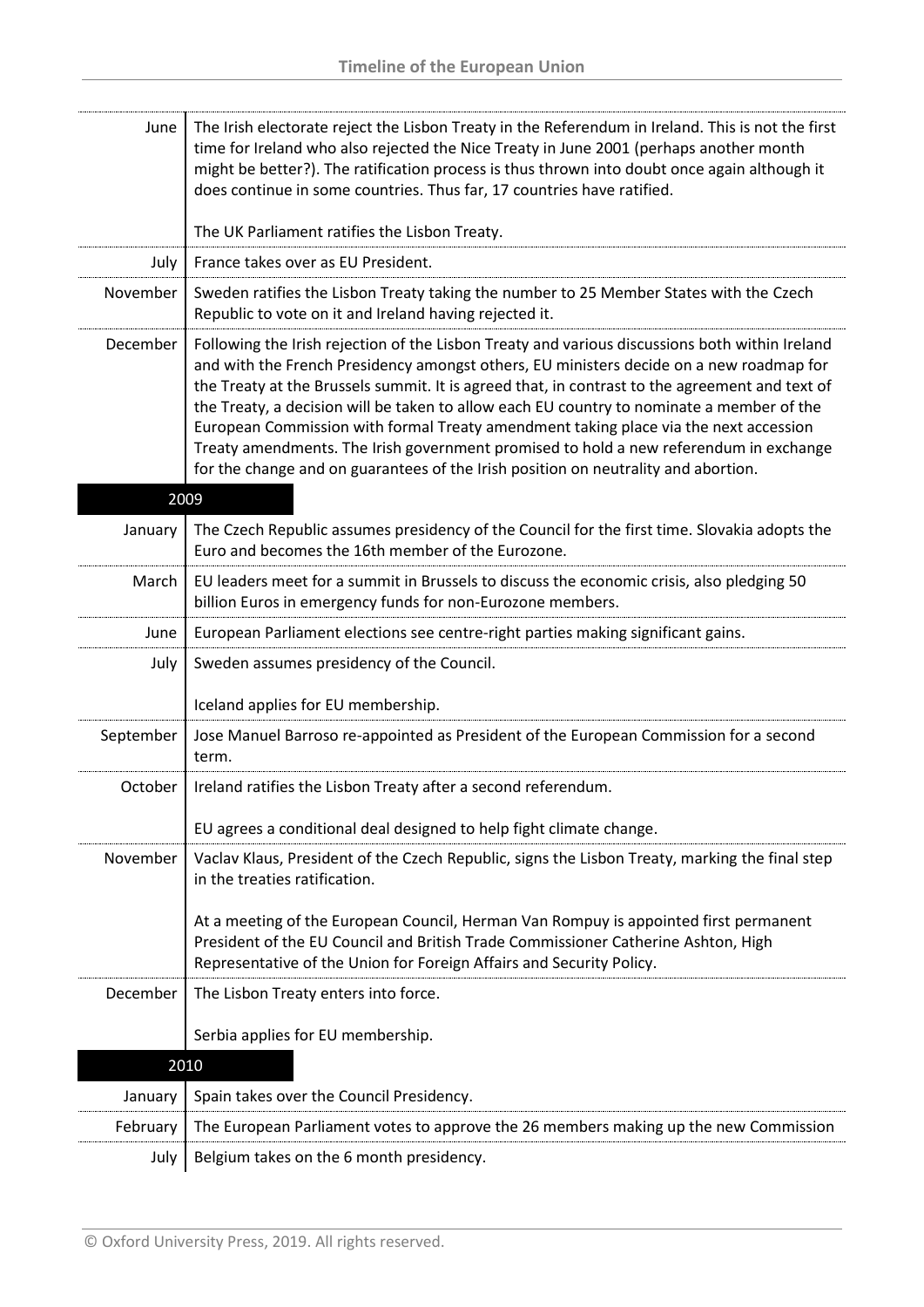| | |
|---|---|
| June | The Irish electorate reject the Lisbon Treaty in the Referendum in Ireland. This is not the first time for Ireland who also rejected the Nice Treaty in June 2001 (perhaps another month might be better?). The ratification process is thus thrown into doubt once again although it does continue in some countries. Thus far, 17 countries have ratified.<br><br>The UK Parliament ratifies the Lisbon Treaty. |
| July | France takes over as EU President. |
| November | Sweden ratifies the Lisbon Treaty taking the number to 25 Member States with the Czech Republic to vote on it and Ireland having rejected it. |
| December | Following the Irish rejection of the Lisbon Treaty and various discussions both within Ireland and with the French Presidency amongst others, EU ministers decide on a new roadmap for the Treaty at the Brussels summit. It is agreed that, in contrast to the agreement and text of the Treaty, a decision will be taken to allow each EU country to nominate a member of the European Commission with formal Treaty amendment taking place via the next accession Treaty amendments. The Irish government promised to hold a new referendum in exchange for the change and on guarantees of the Irish position on neutrality and abortion. |
| **2009** | |
| January | The Czech Republic assumes presidency of the Council for the first time. Slovakia adopts the Euro and becomes the 16th member of the Eurozone. |
| March | EU leaders meet for a summit in Brussels to discuss the economic crisis, also pledging 50 billion Euros in emergency funds for non-Eurozone members. |
| June | European Parliament elections see centre-right parties making significant gains. |
| July | Sweden assumes presidency of the Council.<br><br>Iceland applies for EU membership. |
| September | Jose Manuel Barroso re-appointed as President of the European Commission for a second term. |
| October | Ireland ratifies the Lisbon Treaty after a second referendum.<br><br>EU agrees a conditional deal designed to help fight climate change. |
| November | Vaclav Klaus, President of the Czech Republic, signs the Lisbon Treaty, marking the final step in the treaties ratification.<br><br>At a meeting of the European Council, Herman Van Rompuy is appointed first permanent President of the EU Council and British Trade Commissioner Catherine Ashton, High Representative of the Union for Foreign Affairs and Security Policy. |
| December | The Lisbon Treaty enters into force.<br><br>Serbia applies for EU membership. |
| **2010** | |
| January | Spain takes over the Council Presidency. |
| February | The European Parliament votes to approve the 26 members making up the new Commission |
| July | Belgium takes on the 6 month presidency. |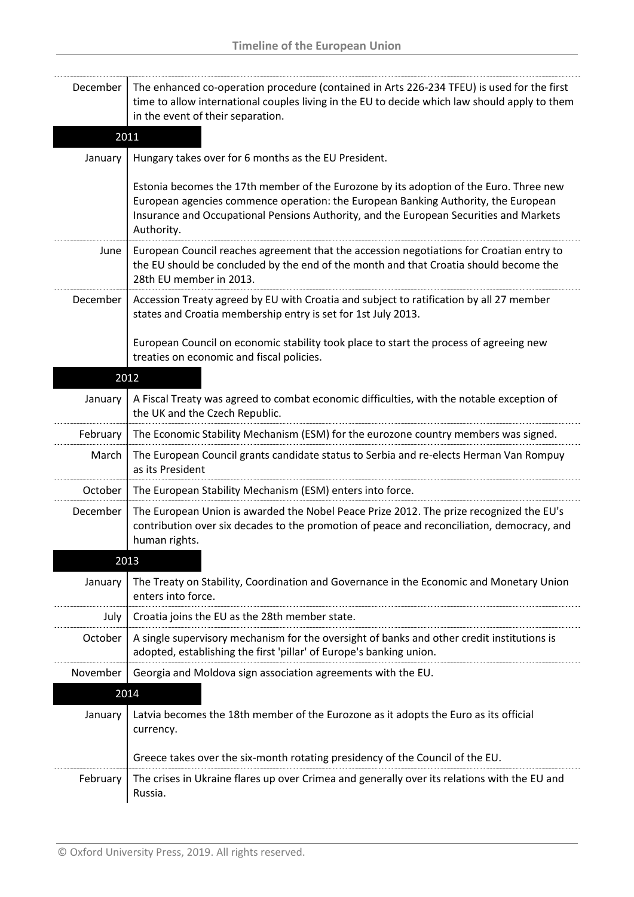| | |
|---|---|
| December | The enhanced co-operation procedure (contained in Arts 226-234 TFEU) is used for the first time to allow international couples living in the EU to decide which law should apply to them in the event of their separation. |
| **2011** | |
| January | Hungary takes over for 6 months as the EU President.<br><br>Estonia becomes the 17th member of the Eurozone by its adoption of the Euro. Three new European agencies commence operation: the European Banking Authority, the European Insurance and Occupational Pensions Authority, and the European Securities and Markets Authority. |
| June | European Council reaches agreement that the accession negotiations for Croatian entry to the EU should be concluded by the end of the month and that Croatia should become the 28th EU member in 2013. |
| December | Accession Treaty agreed by EU with Croatia and subject to ratification by all 27 member states and Croatia membership entry is set for 1st July 2013.<br><br>European Council on economic stability took place to start the process of agreeing new treaties on economic and fiscal policies. |
| **2012** | |
| January | A Fiscal Treaty was agreed to combat economic difficulties, with the notable exception of the UK and the Czech Republic. |
| February | The Economic Stability Mechanism (ESM) for the eurozone country members was signed. |
| March | The European Council grants candidate status to Serbia and re-elects Herman Van Rompuy as its President |
| October | The European Stability Mechanism (ESM) enters into force. |
| December | The European Union is awarded the Nobel Peace Prize 2012. The prize recognized the EU's contribution over six decades to the promotion of peace and reconciliation, democracy, and human rights. |
| **2013** | |
| January | The Treaty on Stability, Coordination and Governance in the Economic and Monetary Union enters into force. |
| July | Croatia joins the EU as the 28th member state. |
| October | A single supervisory mechanism for the oversight of banks and other credit institutions is adopted, establishing the first 'pillar' of Europe's banking union. |
| November | Georgia and Moldova sign association agreements with the EU. |
| **2014** | |
| January | Latvia becomes the 18th member of the Eurozone as it adopts the Euro as its official currency.<br><br>Greece takes over the six-month rotating presidency of the Council of the EU. |
| February | The crises in Ukraine flares up over Crimea and generally over its relations with the EU and Russia. |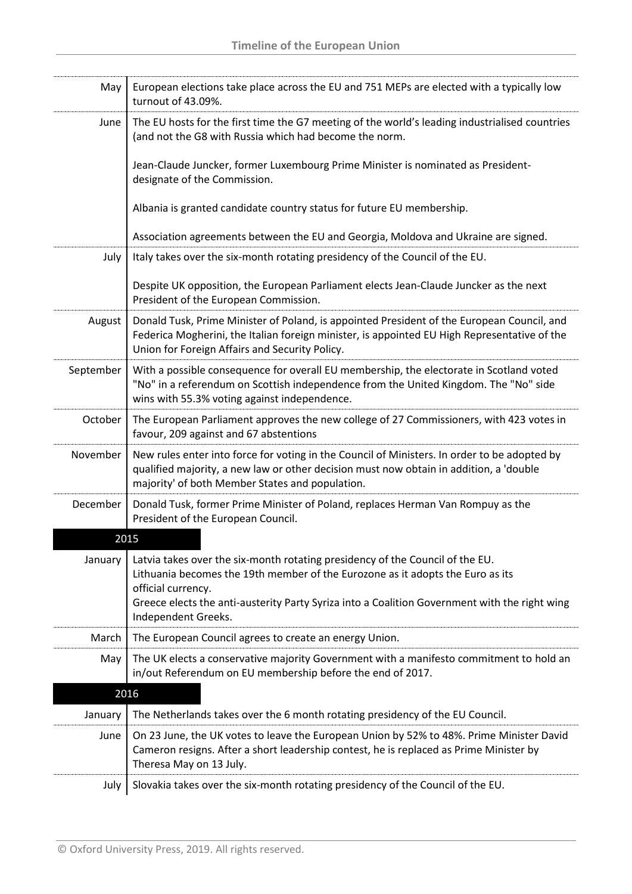| | |
|---|---|
| May | European elections take place across the EU and 751 MEPs are elected with a typically low turnout of 43.09%. |
| June | The EU hosts for the first time the G7 meeting of the world's leading industrialised countries (and not the G8 with Russia which had become the norm.<br><br>Jean-Claude Juncker, former Luxembourg Prime Minister is nominated as President-designate of the Commission.<br><br>Albania is granted candidate country status for future EU membership.<br><br>Association agreements between the EU and Georgia, Moldova and Ukraine are signed. |
| July | Italy takes over the six-month rotating presidency of the Council of the EU.<br><br>Despite UK opposition, the European Parliament elects Jean-Claude Juncker as the next President of the European Commission. |
| August | Donald Tusk, Prime Minister of Poland, is appointed President of the European Council, and Federica Mogherini, the Italian foreign minister, is appointed EU High Representative of the Union for Foreign Affairs and Security Policy. |
| September | With a possible consequence for overall EU membership, the electorate in Scotland voted "No" in a referendum on Scottish independence from the United Kingdom. The "No" side wins with 55.3% voting against independence. |
| October | The European Parliament approves the new college of 27 Commissioners, with 423 votes in favour, 209 against and 67 abstentions |
| November | New rules enter into force for voting in the Council of Ministers. In order to be adopted by qualified majority, a new law or other decision must now obtain in addition, a 'double majority' of both Member States and population. |
| December | Donald Tusk, former Prime Minister of Poland, replaces Herman Van Rompuy as the President of the European Council. |
| **2015** | |
| January | Latvia takes over the six-month rotating presidency of the Council of the EU.<br>Lithuania becomes the 19th member of the Eurozone as it adopts the Euro as its official currency.<br>Greece elects the anti-austerity Party Syriza into a Coalition Government with the right wing Independent Greeks. |
| March | The European Council agrees to create an energy Union. |
| May | The UK elects a conservative majority Government with a manifesto commitment to hold an in/out Referendum on EU membership before the end of 2017. |
| **2016** | |
| January | The Netherlands takes over the 6 month rotating presidency of the EU Council. |
| June | On 23 June, the UK votes to leave the European Union by 52% to 48%. Prime Minister David Cameron resigns. After a short leadership contest, he is replaced as Prime Minister by Theresa May on 13 July. |
| July | Slovakia takes over the six-month rotating presidency of the Council of the EU. |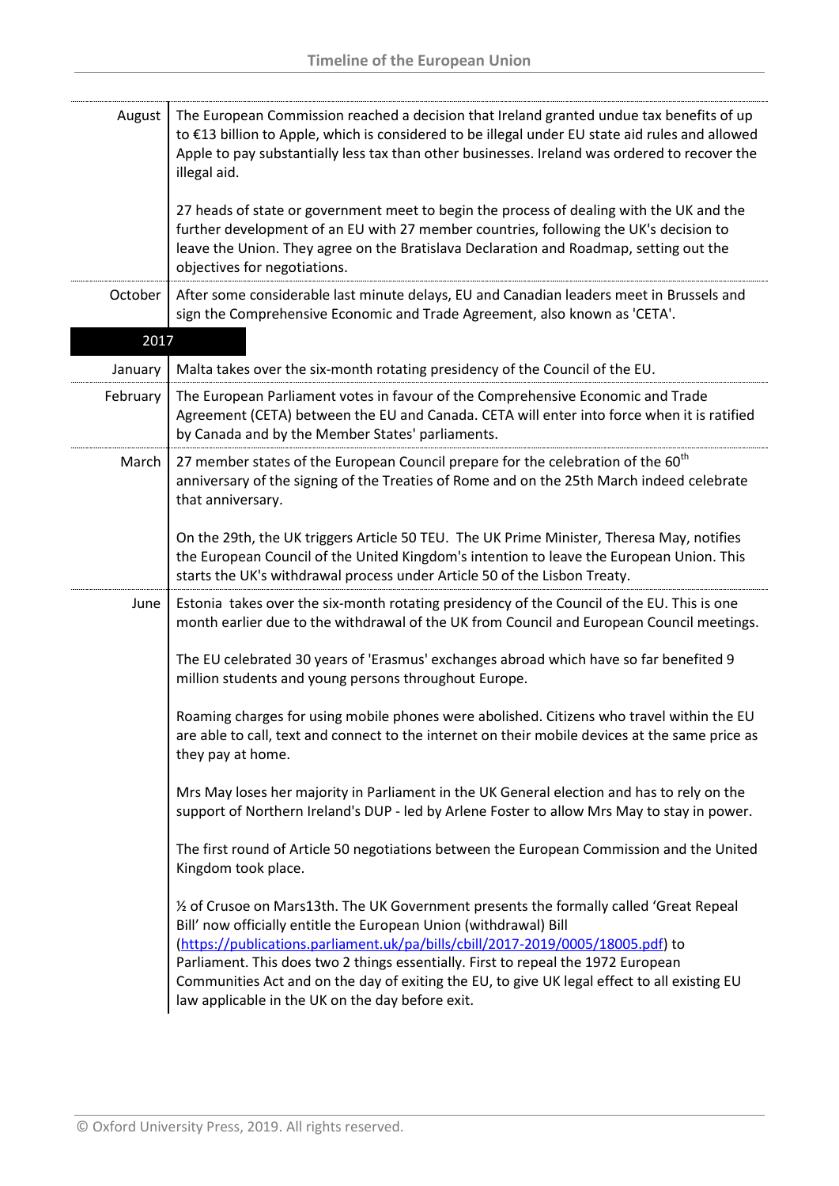| | |
|---|---|
| August | The European Commission reached a decision that Ireland granted undue tax benefits of up to €13 billion to Apple, which is considered to be illegal under EU state aid rules and allowed Apple to pay substantially less tax than other businesses. Ireland was ordered to recover the illegal aid.<br><br>27 heads of state or government meet to begin the process of dealing with the UK and the further development of an EU with 27 member countries, following the UK's decision to leave the Union. They agree on the Bratislava Declaration and Roadmap, setting out the objectives for negotiations. |
| October | After some considerable last minute delays, EU and Canadian leaders meet in Brussels and sign the Comprehensive Economic and Trade Agreement, also known as 'CETA'. |
| **2017** | |
| January | Malta takes over the six-month rotating presidency of the Council of the EU. |
| February | The European Parliament votes in favour of the Comprehensive Economic and Trade Agreement (CETA) between the EU and Canada. CETA will enter into force when it is ratified by Canada and by the Member States' parliaments. |
| March | 27 member states of the European Council prepare for the celebration of the 60th anniversary of the signing of the Treaties of Rome and on the 25th March indeed celebrate that anniversary.<br><br>On the 29th, the UK triggers Article 50 TEU. The UK Prime Minister, Theresa May, notifies the European Council of the United Kingdom's intention to leave the European Union. This starts the UK's withdrawal process under Article 50 of the Lisbon Treaty. |
| June | Estonia takes over the six-month rotating presidency of the Council of the EU. This is one month earlier due to the withdrawal of the UK from Council and European Council meetings.<br><br>The EU celebrated 30 years of 'Erasmus' exchanges abroad which have so far benefited 9 million students and young persons throughout Europe.<br><br>Roaming charges for using mobile phones were abolished. Citizens who travel within the EU are able to call, text and connect to the internet on their mobile devices at the same price as they pay at home.<br><br>Mrs May loses her majority in Parliament in the UK General election and has to rely on the support of Northern Ireland's DUP - led by Arlene Foster to allow Mrs May to stay in power.<br><br>The first round of Article 50 negotiations between the European Commission and the United Kingdom took place.<br><br>½ of Crusoe on Mars13th. The UK Government presents the formally called 'Great Repeal Bill' now officially entitle the European Union (withdrawal) Bill ([https://publications.parliament.uk/pa/bills/cbill/2017-2019/0005/18005.pdf](https://publications.parliament.uk/pa/bills/cbill/2017-2019/0005/18005.pdf)) to Parliament. This does two 2 things essentially. First to repeal the 1972 European Communities Act and on the day of exiting the EU, to give UK legal effect to all existing EU law applicable in the UK on the day before exit. |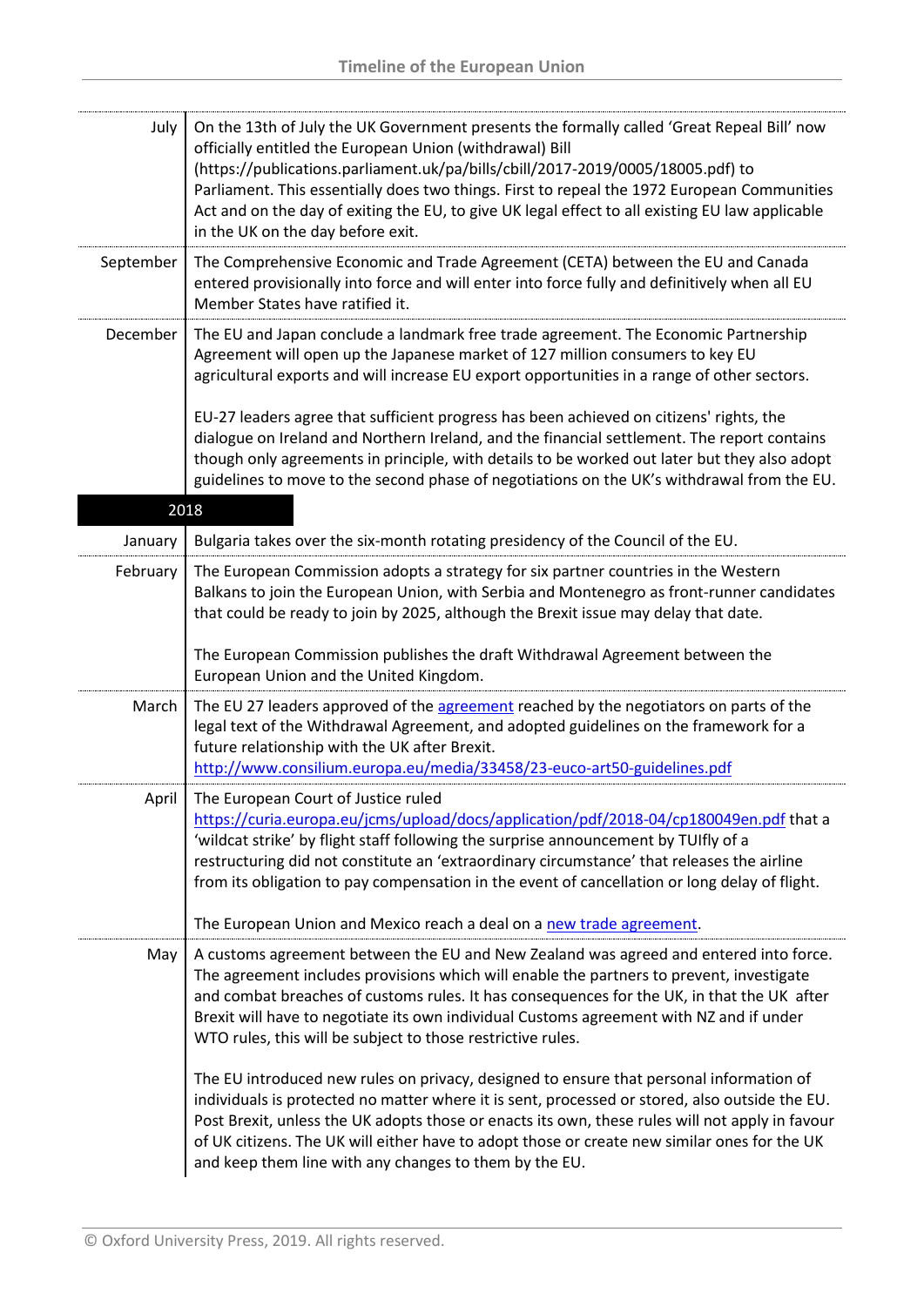| | |
|---|---|
| July | On the 13th of July the UK Government presents the formally called 'Great Repeal Bill' now officially entitled the European Union (withdrawal) Bill (https://publications.parliament.uk/pa/bills/cbill/2017-2019/0005/18005.pdf) to Parliament. This essentially does two things. First to repeal the 1972 European Communities Act and on the day of exiting the EU, to give UK legal effect to all existing EU law applicable in the UK on the day before exit. |
| September | The Comprehensive Economic and Trade Agreement (CETA) between the EU and Canada entered provisionally into force and will enter into force fully and definitively when all EU Member States have ratified it. |
| December | The EU and Japan conclude a landmark free trade agreement. The Economic Partnership Agreement will open up the Japanese market of 127 million consumers to key EU agricultural exports and will increase EU export opportunities in a range of other sectors.<br><br>EU-27 leaders agree that sufficient progress has been achieved on citizens' rights, the dialogue on Ireland and Northern Ireland, and the financial settlement. The report contains though only agreements in principle, with details to be worked out later but they also adopt guidelines to move to the second phase of negotiations on the UK's withdrawal from the EU. |
| **2018** | |
| January | Bulgaria takes over the six-month rotating presidency of the Council of the EU. |
| February | The European Commission adopts a strategy for six partner countries in the Western Balkans to join the European Union, with Serbia and Montenegro as front-runner candidates that could be ready to join by 2025, although the Brexit issue may delay that date.<br><br>The European Commission publishes the draft Withdrawal Agreement between the European Union and the United Kingdom. |
| March | The EU 27 leaders approved of the agreement reached by the negotiators on parts of the legal text of the Withdrawal Agreement, and adopted guidelines on the framework for a future relationship with the UK after Brexit. http://www.consilium.europa.eu/media/33458/23-euco-art50-guidelines.pdf |
| April | The European Court of Justice ruled https://curia.europa.eu/jcms/upload/docs/application/pdf/2018-04/cp180049en.pdf that a 'wildcat strike' by flight staff following the surprise announcement by TUIfly of a restructuring did not constitute an 'extraordinary circumstance' that releases the airline from its obligation to pay compensation in the event of cancellation or long delay of flight.<br><br>The European Union and Mexico reach a deal on a new trade agreement. |
| May | A customs agreement between the EU and New Zealand was agreed and entered into force. The agreement includes provisions which will enable the partners to prevent, investigate and combat breaches of customs rules. It has consequences for the UK, in that the UK after Brexit will have to negotiate its own individual Customs agreement with NZ and if under WTO rules, this will be subject to those restrictive rules.<br><br>The EU introduced new rules on privacy, designed to ensure that personal information of individuals is protected no matter where it is sent, processed or stored, also outside the EU. Post Brexit, unless the UK adopts those or enacts its own, these rules will not apply in favour of UK citizens. The UK will either have to adopt those or create new similar ones for the UK and keep them line with any changes to them by the EU. |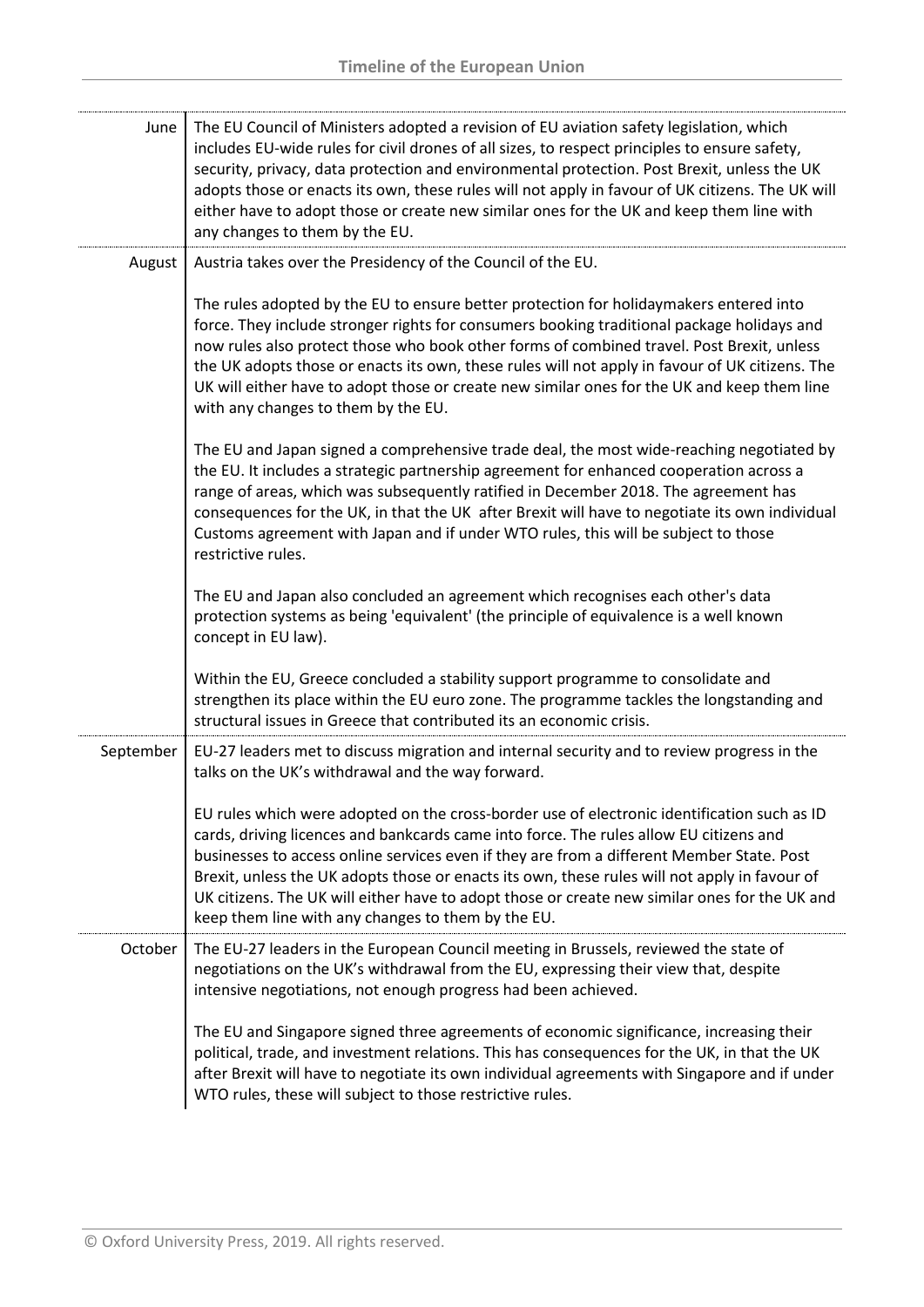| | |
|---|---|
| June | The EU Council of Ministers adopted a revision of EU aviation safety legislation, which includes EU-wide rules for civil drones of all sizes, to respect principles to ensure safety, security, privacy, data protection and environmental protection. Post Brexit, unless the UK adopts those or enacts its own, these rules will not apply in favour of UK citizens. The UK will either have to adopt those or create new similar ones for the UK and keep them line with any changes to them by the EU. |
| August | Austria takes over the Presidency of the Council of the EU.<br><br>The rules adopted by the EU to ensure better protection for holidaymakers entered into force. They include stronger rights for consumers booking traditional package holidays and now rules also protect those who book other forms of combined travel. Post Brexit, unless the UK adopts those or enacts its own, these rules will not apply in favour of UK citizens. The UK will either have to adopt those or create new similar ones for the UK and keep them line with any changes to them by the EU.<br><br>The EU and Japan signed a comprehensive trade deal, the most wide-reaching negotiated by the EU. It includes a strategic partnership agreement for enhanced cooperation across a range of areas, which was subsequently ratified in December 2018. The agreement has consequences for the UK, in that the UK after Brexit will have to negotiate its own individual Customs agreement with Japan and if under WTO rules, this will be subject to those restrictive rules.<br><br>The EU and Japan also concluded an agreement which recognises each other's data protection systems as being 'equivalent' (the principle of equivalence is a well known concept in EU law).<br><br>Within the EU, Greece concluded a stability support programme to consolidate and strengthen its place within the EU euro zone. The programme tackles the longstanding and structural issues in Greece that contributed its an economic crisis. |
| September | EU-27 leaders met to discuss migration and internal security and to review progress in the talks on the UK's withdrawal and the way forward.<br><br>EU rules which were adopted on the cross-border use of electronic identification such as ID cards, driving licences and bankcards came into force. The rules allow EU citizens and businesses to access online services even if they are from a different Member State. Post Brexit, unless the UK adopts those or enacts its own, these rules will not apply in favour of UK citizens. The UK will either have to adopt those or create new similar ones for the UK and keep them line with any changes to them by the EU. |
| October | The EU-27 leaders in the European Council meeting in Brussels, reviewed the state of negotiations on the UK's withdrawal from the EU, expressing their view that, despite intensive negotiations, not enough progress had been achieved.<br><br>The EU and Singapore signed three agreements of economic significance, increasing their political, trade, and investment relations. This has consequences for the UK, in that the UK after Brexit will have to negotiate its own individual agreements with Singapore and if under WTO rules, these will subject to those restrictive rules. |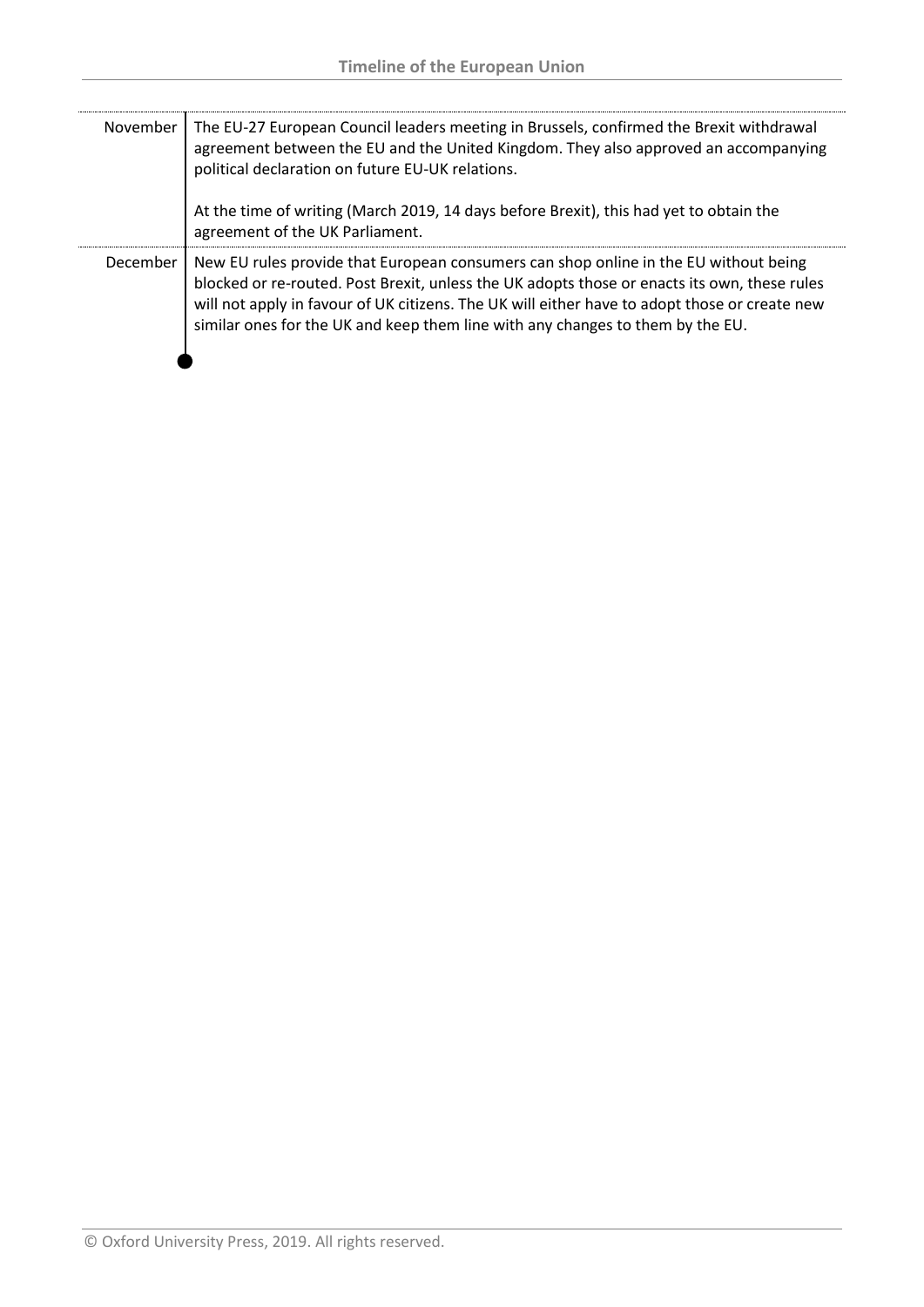| | |
|---|---|
| November | The EU-27 European Council leaders meeting in Brussels, confirmed the Brexit withdrawal agreement between the EU and the United Kingdom. They also approved an accompanying political declaration on future EU-UK relations.<br><br>At the time of writing (March 2019, 14 days before Brexit), this had yet to obtain the agreement of the UK Parliament. |
| December | New EU rules provide that European consumers can shop online in the EU without being blocked or re-routed. Post Brexit, unless the UK adopts those or enacts its own, these rules will not apply in favour of UK citizens. The UK will either have to adopt those or create new similar ones for the UK and keep them line with any changes to them by the EU. |